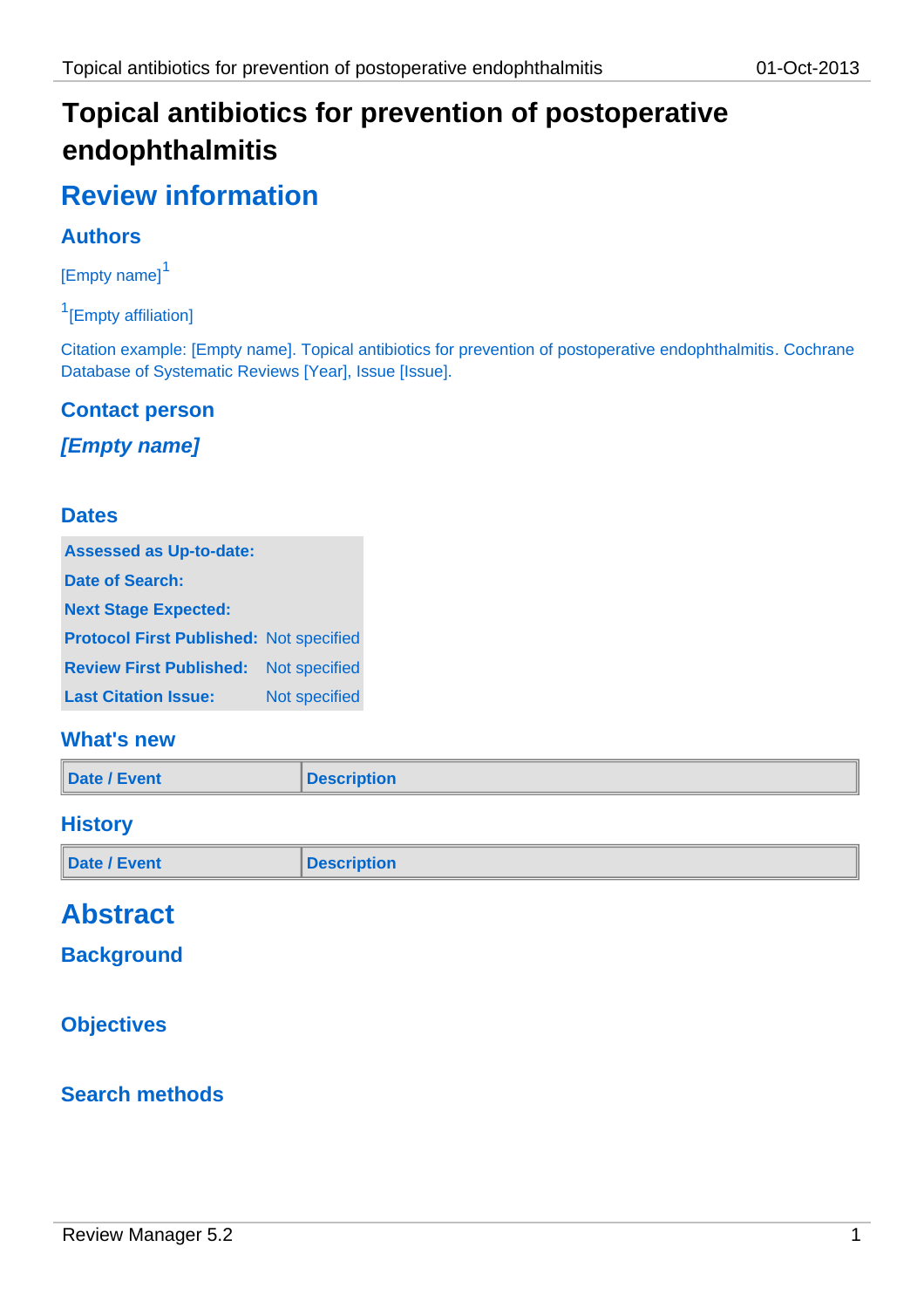# Topical antibiotics for prevention of postoperative endophthalmitis

## Review information

### Authors

[Empty name][1]

[1][Empty affiliation]

Citation example: [Empty name]. Topical antibiotics for prevention of postoperative endophthalmitis. Cochrane Database of Systematic Reviews [Year], Issue [Issue].

### Contact person

***[Empty name]***

### Dates

| | |
|---|---|
| **Assessed as Up-to-date:** | |
| **Date of Search:** | |
| **Next Stage Expected:** | |
| **Protocol First Published:** | Not specified |
| **Review First Published:** | Not specified |
| **Last Citation Issue:** | Not specified |

### What's new

| Date / Event | Description |
|---|---|

### History

| Date / Event | Description |
|---|---|

## Abstract

### Background

### Objectives

### Search methods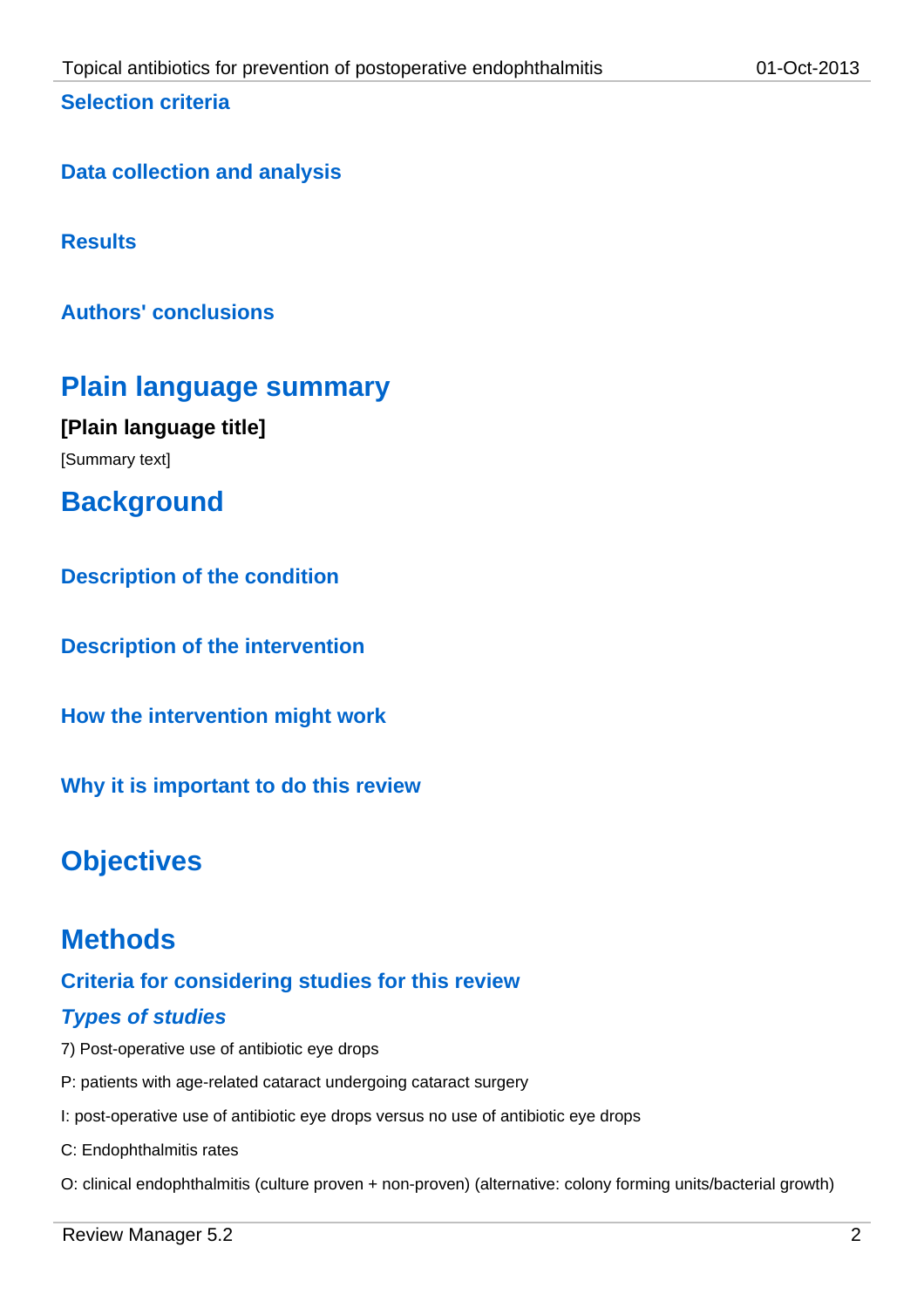### Selection criteria

### Data collection and analysis

### Results

### Authors' conclusions

# Plain language summary

**[Plain language title]**

[Summary text]

# Background

## Description of the condition

## Description of the intervention

## How the intervention might work

## Why it is important to do this review

# Objectives

# Methods

## Criteria for considering studies for this review

### *Types of studies*

7) Post-operative use of antibiotic eye drops

P: patients with age-related cataract undergoing cataract surgery

I: post-operative use of antibiotic eye drops versus no use of antibiotic eye drops

C: Endophthalmitis rates

O: clinical endophthalmitis (culture proven + non-proven) (alternative: colony forming units/bacterial growth)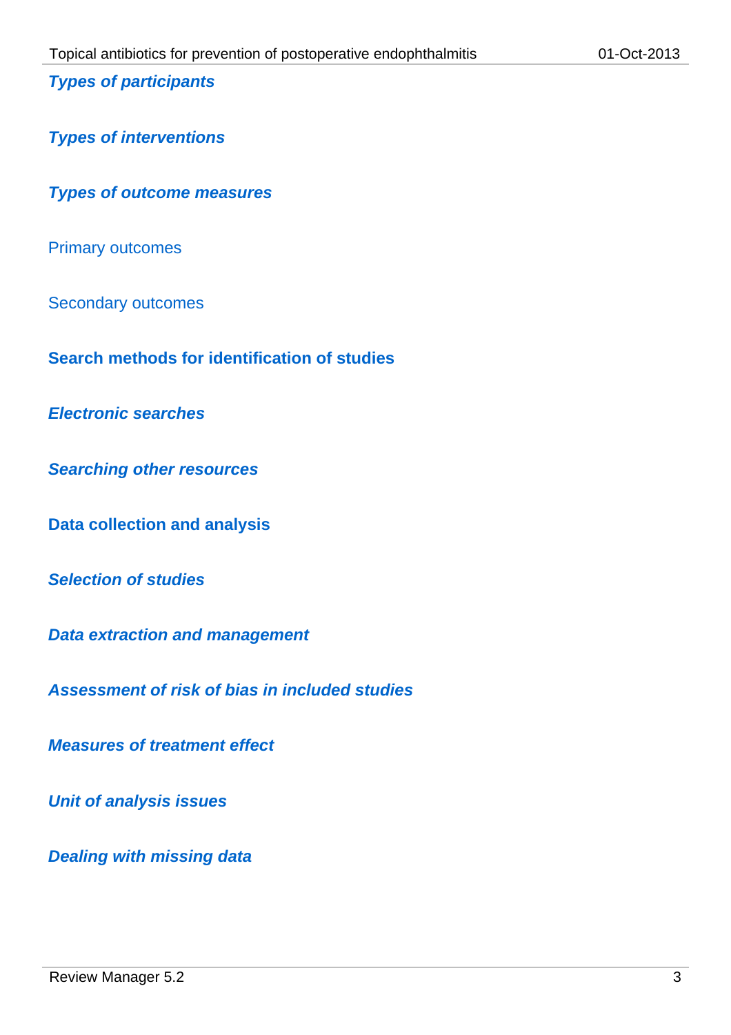### *Types of participants*

### *Types of interventions*

### *Types of outcome measures*

#### Primary outcomes

#### Secondary outcomes

## Search methods for identification of studies

### *Electronic searches*

### *Searching other resources*

## Data collection and analysis

### *Selection of studies*

### *Data extraction and management*

### *Assessment of risk of bias in included studies*

### *Measures of treatment effect*

### *Unit of analysis issues*

### *Dealing with missing data*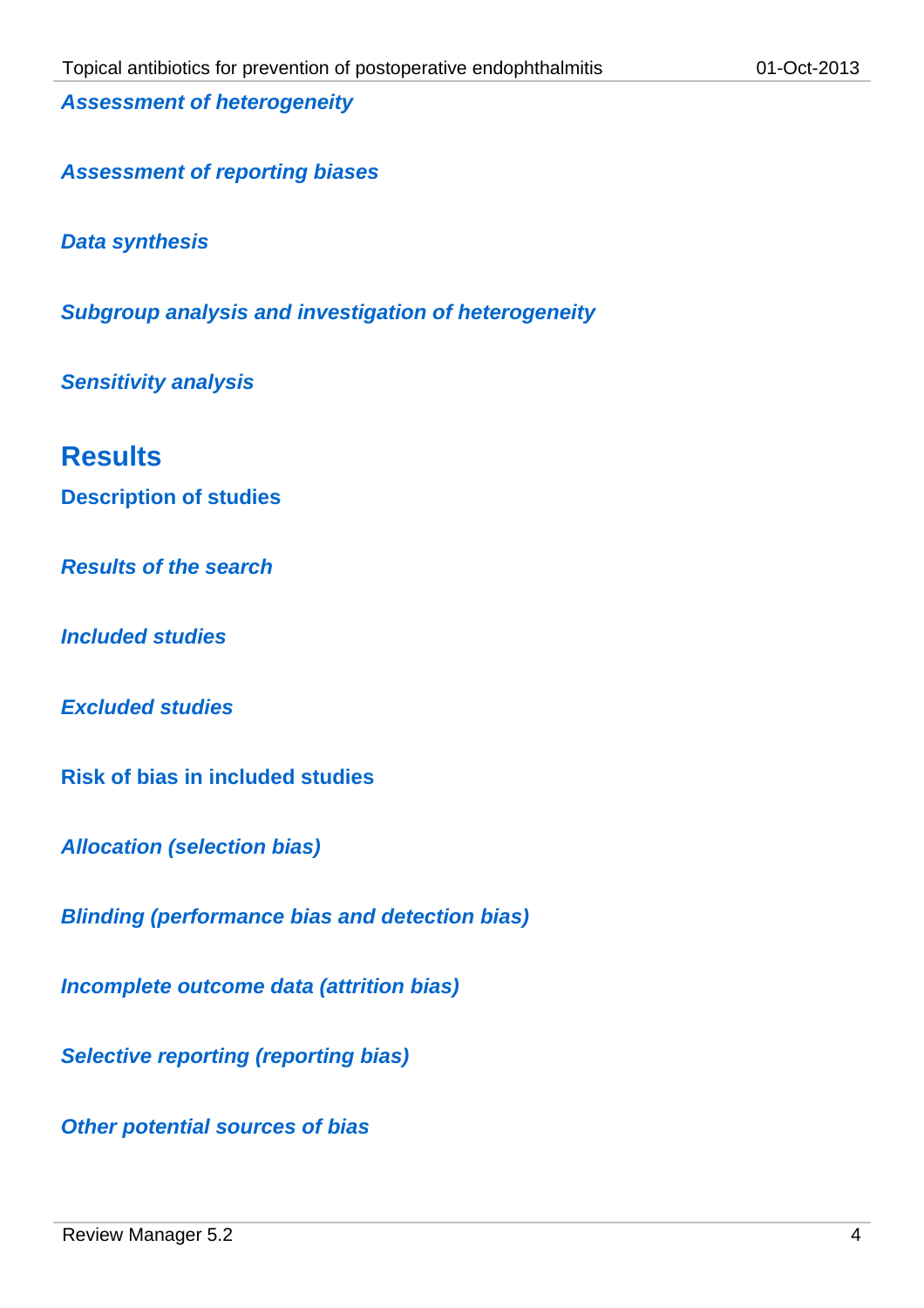#### *Assessment of heterogeneity*

#### *Assessment of reporting biases*

#### *Data synthesis*

#### *Subgroup analysis and investigation of heterogeneity*

#### *Sensitivity analysis*

## Results

### Description of studies

#### *Results of the search*

#### *Included studies*

#### *Excluded studies*

### Risk of bias in included studies

#### *Allocation (selection bias)*

#### *Blinding (performance bias and detection bias)*

#### *Incomplete outcome data (attrition bias)*

#### *Selective reporting (reporting bias)*

#### *Other potential sources of bias*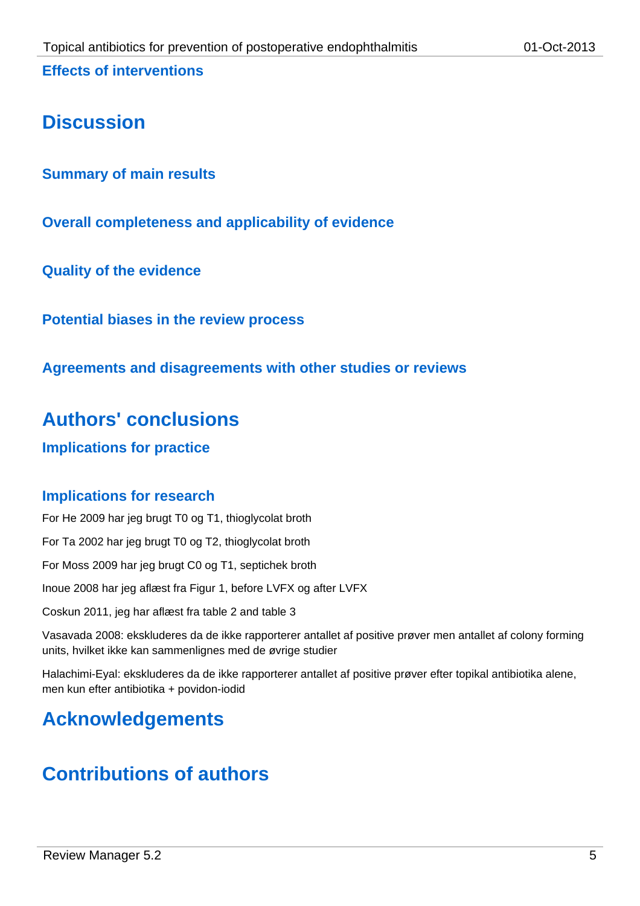### Effects of interventions

## Discussion

### Summary of main results

### Overall completeness and applicability of evidence

### Quality of the evidence

### Potential biases in the review process

### Agreements and disagreements with other studies or reviews

## Authors' conclusions

### Implications for practice

### Implications for research

For He 2009 har jeg brugt T0 og T1, thioglycolat broth

For Ta 2002 har jeg brugt T0 og T2, thioglycolat broth

For Moss 2009 har jeg brugt C0 og T1, septichek broth

Inoue 2008 har jeg aflæst fra Figur 1, before LVFX og after LVFX

Coskun 2011, jeg har aflæst fra table 2 and table 3

Vasavada 2008: ekskluderes da de ikke rapporterer antallet af positive prøver men antallet af colony forming units, hvilket ikke kan sammenlignes med de øvrige studier

Halachimi-Eyal: ekskluderes da de ikke rapporterer antallet af positive prøver efter topikal antibiotika alene, men kun efter antibiotika + povidon-iodid

## Acknowledgements

## Contributions of authors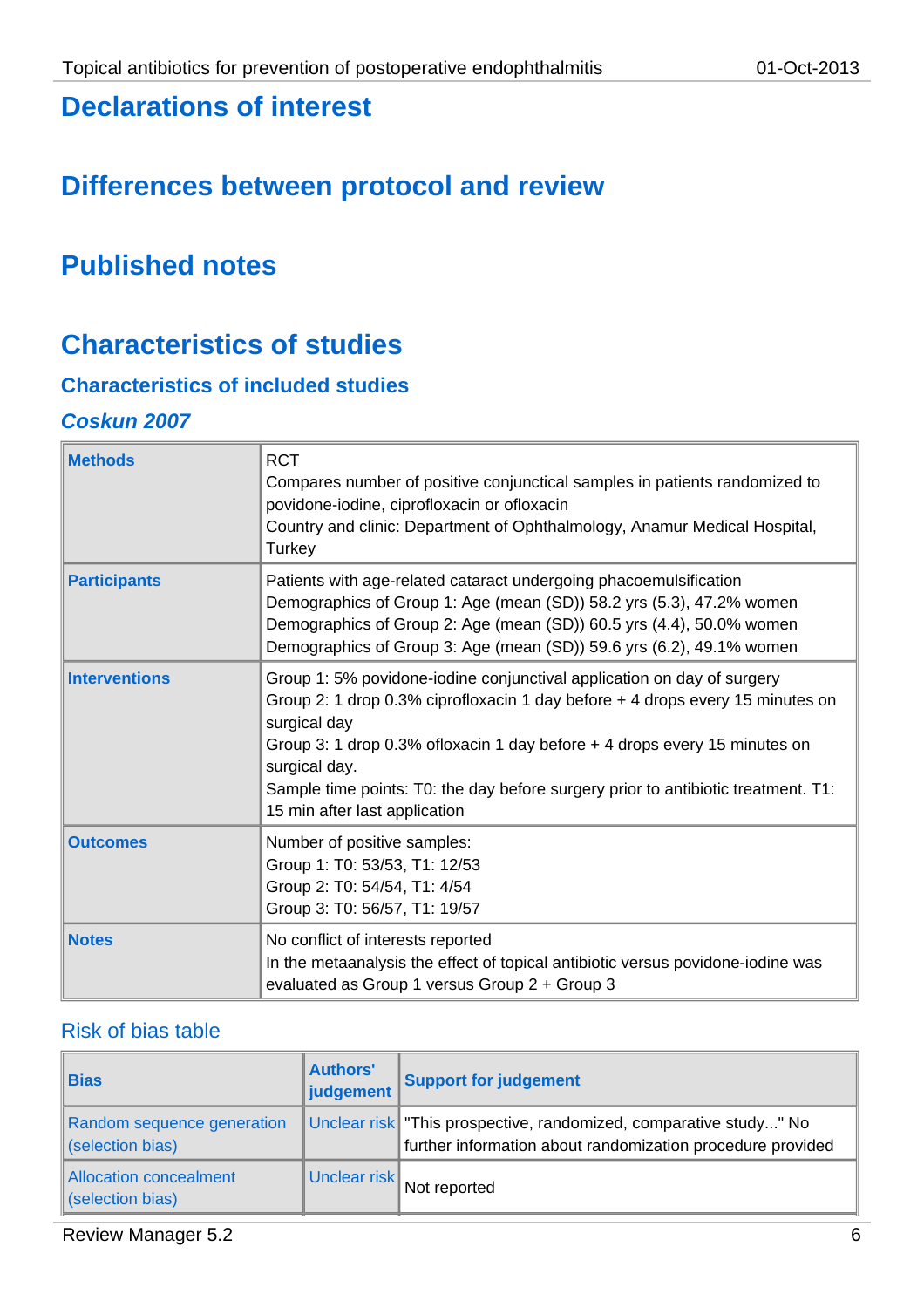# Declarations of interest

# Differences between protocol and review

# Published notes

# Characteristics of studies

## Characteristics of included studies

### *Coskun 2007*

| | |
|---|---|
| **Methods** | RCT<br>Compares number of positive conjunctival samples in patients randomized to povidone-iodine, ciprofloxacin or ofloxacin<br>Country and clinic: Department of Ophthalmology, Anamur Medical Hospital, Turkey |
| **Participants** | Patients with age-related cataract undergoing phacoemulsification<br>Demographics of Group 1: Age (mean (SD)) 58.2 yrs (5.3), 47.2% women<br>Demographics of Group 2: Age (mean (SD)) 60.5 yrs (4.4), 50.0% women<br>Demographics of Group 3: Age (mean (SD)) 59.6 yrs (6.2), 49.1% women |
| **Interventions** | Group 1: 5% povidone-iodine conjunctival application on day of surgery<br>Group 2: 1 drop 0.3% ciprofloxacin 1 day before + 4 drops every 15 minutes on surgical day<br>Group 3: 1 drop 0.3% ofloxacin 1 day before + 4 drops every 15 minutes on surgical day.<br>Sample time points: T0: the day before surgery prior to antibiotic treatment. T1: 15 min after last application |
| **Outcomes** | Number of positive samples:<br>Group 1: T0: 53/53, T1: 12/53<br>Group 2: T0: 54/54, T1: 4/54<br>Group 3: T0: 56/57, T1: 19/57 |
| **Notes** | No conflict of interests reported<br>In the metaanalysis the effect of topical antibiotic versus povidone-iodine was evaluated as Group 1 versus Group 2 + Group 3 |

Risk of bias table

| Bias | Authors' judgement | Support for judgement |
|---|---|---|
| Random sequence generation (selection bias) | Unclear risk | "This prospective, randomized, comparative study..." No further information about randomization procedure provided |
| Allocation concealment (selection bias) | Unclear risk | Not reported |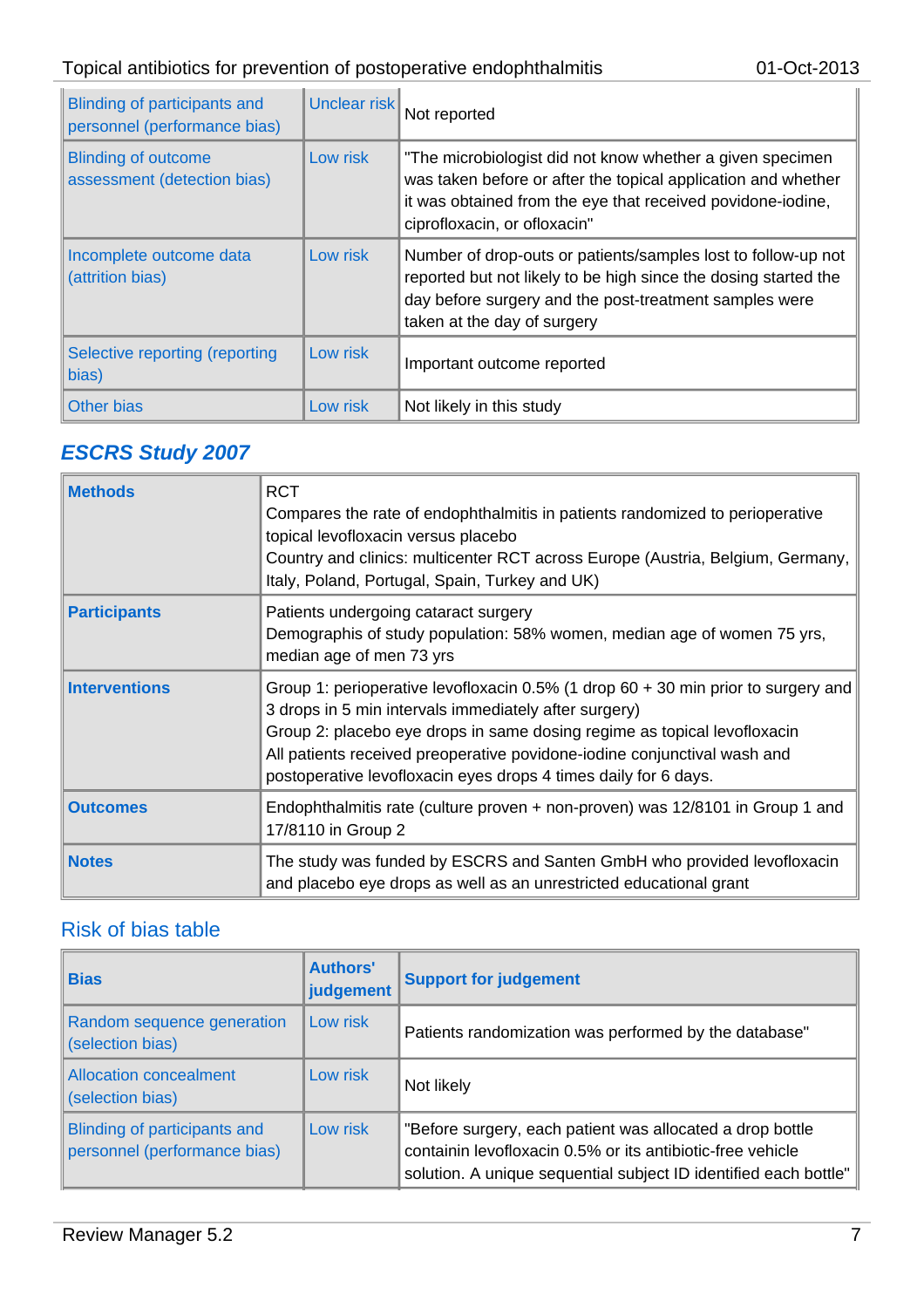| Bias | Authors' judgement | Support for judgement |
|---|---|---|
| Blinding of participants and personnel (performance bias) | Unclear risk | Not reported |
| Blinding of outcome assessment (detection bias) | Low risk | "The microbiologist did not know whether a given specimen was taken before or after the topical application and whether it was obtained from the eye that received povidone-iodine, ciprofloxacin, or ofloxacin" |
| Incomplete outcome data (attrition bias) | Low risk | Number of drop-outs or patients/samples lost to follow-up not reported but not likely to be high since the dosing started the day before surgery and the post-treatment samples were taken at the day of surgery |
| Selective reporting (reporting bias) | Low risk | Important outcome reported |
| Other bias | Low risk | Not likely in this study |

## *ESCRS Study 2007*

| | |
|---|---|
| **Methods** | RCT<br>Compares the rate of endophthalmitis in patients randomized to perioperative topical levofloxacin versus placebo<br>Country and clinics: multicenter RCT across Europe (Austria, Belgium, Germany, Italy, Poland, Portugal, Spain, Turkey and UK) |
| **Participants** | Patients undergoing cataract surgery<br>Demographis of study population: 58% women, median age of women 75 yrs, median age of men 73 yrs |
| **Interventions** | Group 1: perioperative levofloxacin 0.5% (1 drop 60 + 30 min prior to surgery and 3 drops in 5 min intervals immediately after surgery)<br>Group 2: placebo eye drops in same dosing regime as topical levofloxacin<br>All patients received preoperative povidone-iodine conjunctival wash and postoperative levofloxacin eyes drops 4 times daily for 6 days. |
| **Outcomes** | Endophthalmitis rate (culture proven + non-proven) was 12/8101 in Group 1 and 17/8110 in Group 2 |
| **Notes** | The study was funded by ESCRS and Santen GmbH who provided levofloxacin and placebo eye drops as well as an unrestricted educational grant |

### Risk of bias table

| Bias | Authors' judgement | Support for judgement |
|---|---|---|
| Random sequence generation (selection bias) | Low risk | Patients randomization was performed by the database" |
| Allocation concealment (selection bias) | Low risk | Not likely |
| Blinding of participants and personnel (performance bias) | Low risk | "Before surgery, each patient was allocated a drop bottle containin levofloxacin 0.5% or its antibiotic-free vehicle solution. A unique sequential subject ID identified each bottle" |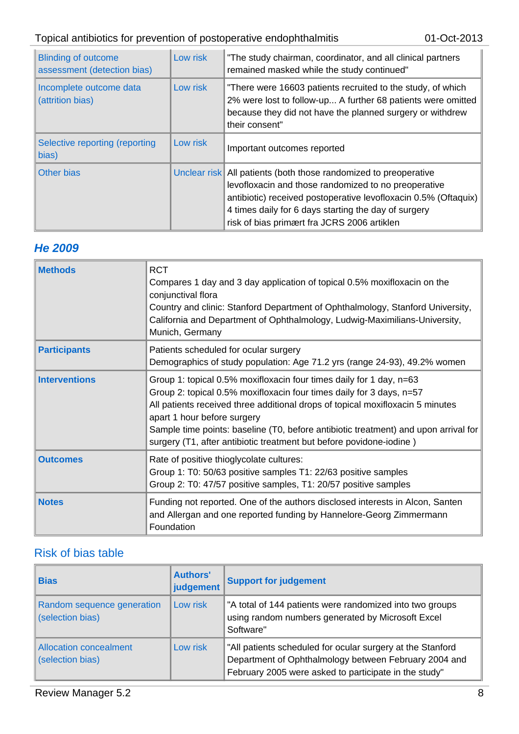| | | |
|---|---|---|
| Blinding of outcome assessment (detection bias) | Low risk | "The study chairman, coordinator, and all clinical partners remained masked while the study continued" |
| Incomplete outcome data (attrition bias) | Low risk | "There were 16603 patients recruited to the study, of which 2% were lost to follow-up... A further 68 patients were omitted because they did not have the planned surgery or withdrew their consent" |
| Selective reporting (reporting bias) | Low risk | Important outcomes reported |
| Other bias | Unclear risk | All patients (both those randomized to preoperative levofloxacin and those randomized to no preoperative antibiotic) received postoperative levofloxacin 0.5% (Oftaquix) 4 times daily for 6 days starting the day of surgery<br>risk of bias primært fra JCRS 2006 artiklen |

## *He 2009*

| | |
|---|---|
| **Methods** | RCT<br>Compares 1 day and 3 day application of topical 0.5% moxifloxacin on the conjunctival flora<br>Country and clinic: Stanford Department of Ophthalmology, Stanford University, California and Department of Ophthalmology, Ludwig-Maximilians-University, Munich, Germany |
| **Participants** | Patients scheduled for ocular surgery<br>Demographics of study population: Age 71.2 yrs (range 24-93), 49.2% women |
| **Interventions** | Group 1: topical 0.5% moxifloxacin four times daily for 1 day, n=63<br>Group 2: topical 0.5% moxifloxacin four times daily for 3 days, n=57<br>All patients received three additional drops of topical moxifloxacin 5 minutes apart 1 hour before surgery<br>Sample time points: baseline (T0, before antibiotic treatment) and upon arrival for surgery (T1, after antibiotic treatment but before povidone-iodine ) |
| **Outcomes** | Rate of positive thioglycolate cultures:<br>Group 1: T0: 50/63 positive samples T1: 22/63 positive samples<br>Group 2: T0: 47/57 positive samples, T1: 20/57 positive samples |
| **Notes** | Funding not reported. One of the authors disclosed interests in Alcon, Santen and Allergan and one reported funding by Hannelore-Georg Zimmermann Foundation |

### Risk of bias table

| Bias | Authors' judgement | Support for judgement |
|---|---|---|
| Random sequence generation (selection bias) | Low risk | "A total of 144 patients were randomized into two groups using random numbers generated by Microsoft Excel Software" |
| Allocation concealment (selection bias) | Low risk | "All patients scheduled for ocular surgery at the Stanford Department of Ophthalmology between February 2004 and February 2005 were asked to participate in the study" |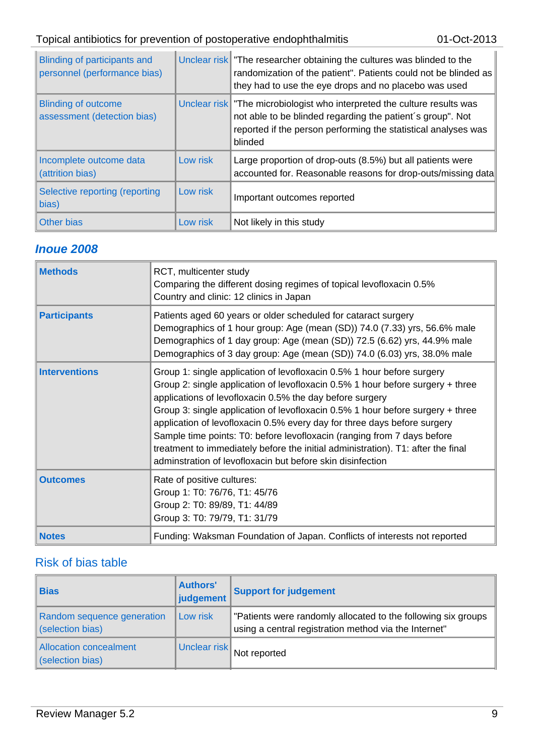| Bias | Authors' judgement | Support for judgement |
|---|---|---|
| Blinding of participants and personnel (performance bias) | Unclear risk | "The researcher obtaining the cultures was blinded to the randomization of the patient". Patients could not be blinded as they had to use the eye drops and no placebo was used |
| Blinding of outcome assessment (detection bias) | Unclear risk | "The microbiologist who interpreted the culture results was not able to be blinded regarding the patient´s group". Not reported if the person performing the statistical analyses was blinded |
| Incomplete outcome data (attrition bias) | Low risk | Large proportion of drop-outs (8.5%) but all patients were accounted for. Reasonable reasons for drop-outs/missing data |
| Selective reporting (reporting bias) | Low risk | Important outcomes reported |
| Other bias | Low risk | Not likely in this study |

## *Inoue 2008*

| | |
|---|---|
| **Methods** | RCT, multicenter study<br>Comparing the different dosing regimes of topical levofloxacin 0.5%<br>Country and clinic: 12 clinics in Japan |
| **Participants** | Patients aged 60 years or older scheduled for cataract surgery<br>Demographics of 1 hour group: Age (mean (SD)) 74.0 (7.33) yrs, 56.6% male<br>Demographics of 1 day group: Age (mean (SD)) 72.5 (6.62) yrs, 44.9% male<br>Demographics of 3 day group: Age (mean (SD)) 74.0 (6.03) yrs, 38.0% male |
| **Interventions** | Group 1: single application of levofloxacin 0.5% 1 hour before surgery<br>Group 2: single application of levofloxacin 0.5% 1 hour before surgery + three applications of levofloxacin 0.5% the day before surgery<br>Group 3: single application of levofloxacin 0.5% 1 hour before surgery + three application of levofloxacin 0.5% every day for three days before surgery<br>Sample time points: T0: before levofloxacin (ranging from 7 days before treatment to immediately before the initial administration). T1: after the final adminstration of levofloxacin but before skin disinfection |
| **Outcomes** | Rate of positive cultures:<br>Group 1: T0: 76/76, T1: 45/76<br>Group 2: T0: 89/89, T1: 44/89<br>Group 3: T0: 79/79, T1: 31/79 |
| **Notes** | Funding: Waksman Foundation of Japan. Conflicts of interests not reported |

### Risk of bias table

| Bias | Authors' judgement | Support for judgement |
|---|---|---|
| Random sequence generation (selection bias) | Low risk | "Patients were randomly allocated to the following six groups using a central registration method via the Internet" |
| Allocation concealment (selection bias) | Unclear risk | Not reported |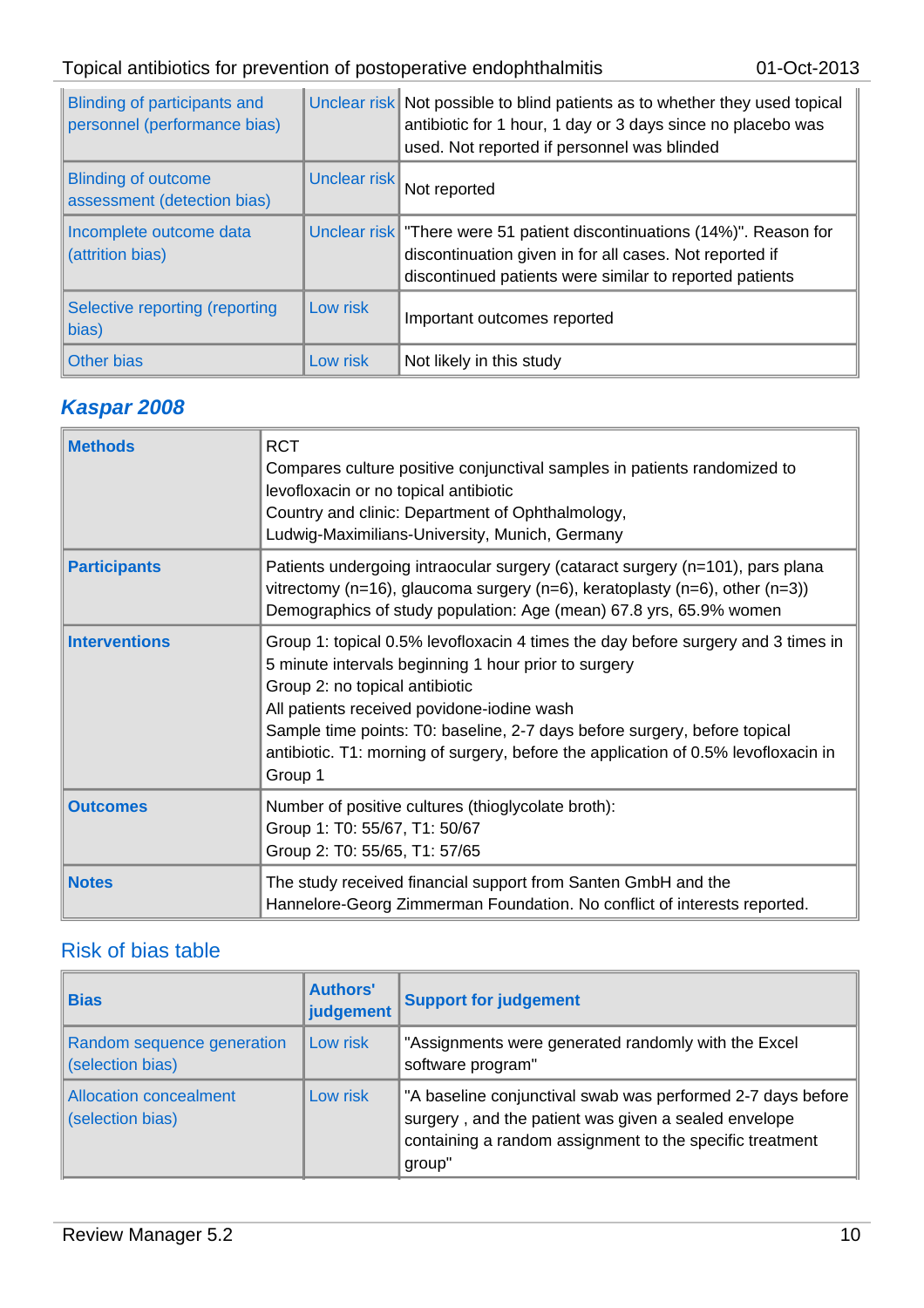| | | |
|---|---|---|
| Blinding of participants and personnel (performance bias) | Unclear risk | Not possible to blind patients as to whether they used topical antibiotic for 1 hour, 1 day or 3 days since no placebo was used. Not reported if personnel was blinded |
| Blinding of outcome assessment (detection bias) | Unclear risk | Not reported |
| Incomplete outcome data (attrition bias) | Unclear risk | "There were 51 patient discontinuations (14%)". Reason for discontinuation given in for all cases. Not reported if discontinued patients were similar to reported patients |
| Selective reporting (reporting bias) | Low risk | Important outcomes reported |
| Other bias | Low risk | Not likely in this study |

## *Kaspar 2008*

| | |
|---|---|
| **Methods** | RCT<br>Compares culture positive conjunctival samples in patients randomized to levofloxacin or no topical antibiotic<br>Country and clinic: Department of Ophthalmology, Ludwig-Maximilians-University, Munich, Germany |
| **Participants** | Patients undergoing intraocular surgery (cataract surgery (n=101), pars plana vitrectomy (n=16), glaucoma surgery (n=6), keratoplasty (n=6), other (n=3))<br>Demographics of study population: Age (mean) 67.8 yrs, 65.9% women |
| **Interventions** | Group 1: topical 0.5% levofloxacin 4 times the day before surgery and 3 times in 5 minute intervals beginning 1 hour prior to surgery<br>Group 2: no topical antibiotic<br>All patients received povidone-iodine wash<br>Sample time points: T0: baseline, 2-7 days before surgery, before topical antibiotic. T1: morning of surgery, before the application of 0.5% levofloxacin in Group 1 |
| **Outcomes** | Number of positive cultures (thioglycolate broth):<br>Group 1: T0: 55/67, T1: 50/67<br>Group 2: T0: 55/65, T1: 57/65 |
| **Notes** | The study received financial support from Santen GmbH and the Hannelore-Georg Zimmerman Foundation. No conflict of interests reported. |

### Risk of bias table

| Bias | Authors' judgement | Support for judgement |
|---|---|---|
| Random sequence generation (selection bias) | Low risk | "Assignments were generated randomly with the Excel software program" |
| Allocation concealment (selection bias) | Low risk | "A baseline conjunctival swab was performed 2-7 days before surgery , and the patient was given a sealed envelope containing a random assignment to the specific treatment group" |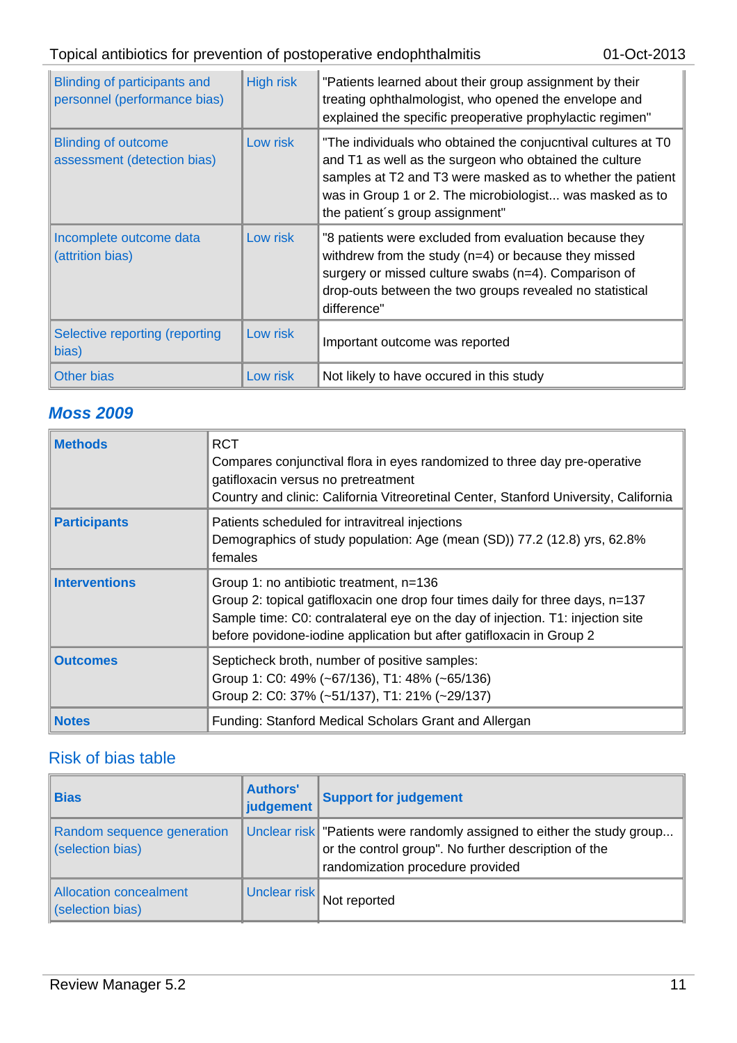| Bias | Authors' judgement | Support for judgement |
|---|---|---|
| Blinding of participants and personnel (performance bias) | High risk | "Patients learned about their group assignment by their treating ophthalmologist, who opened the envelope and explained the specific preoperative prophylactic regimen" |
| Blinding of outcome assessment (detection bias) | Low risk | "The individuals who obtained the conjucntival cultures at T0 and T1 as well as the surgeon who obtained the culture samples at T2 and T3 were masked as to whether the patient was in Group 1 or 2. The microbiologist... was masked as to the patient´s group assignment" |
| Incomplete outcome data (attrition bias) | Low risk | "8 patients were excluded from evaluation because they withdrew from the study (n=4) or because they missed surgery or missed culture swabs (n=4). Comparison of drop-outs between the two groups revealed no statistical difference" |
| Selective reporting (reporting bias) | Low risk | Important outcome was reported |
| Other bias | Low risk | Not likely to have occured in this study |

### *Moss 2009*

| | |
|---|---|
| **Methods** | RCT<br>Compares conjunctival flora in eyes randomized to three day pre-operative gatifloxacin versus no pretreatment<br>Country and clinic: California Vitreoretinal Center, Stanford University, California |
| **Participants** | Patients scheduled for intravitreal injections<br>Demographics of study population: Age (mean (SD)) 77.2 (12.8) yrs, 62.8% females |
| **Interventions** | Group 1: no antibiotic treatment, n=136<br>Group 2: topical gatifloxacin one drop four times daily for three days, n=137<br>Sample time: C0: contralateral eye on the day of injection. T1: injection site before povidone-iodine application but after gatifloxacin in Group 2 |
| **Outcomes** | Septicheck broth, number of positive samples:<br>Group 1: C0: 49% (~67/136), T1: 48% (~65/136)<br>Group 2: C0: 37% (~51/137), T1: 21% (~29/137) |
| **Notes** | Funding: Stanford Medical Scholars Grant and Allergan |

### Risk of bias table

| Bias | Authors' judgement | Support for judgement |
|---|---|---|
| Random sequence generation (selection bias) | Unclear risk | "Patients were randomly assigned to either the study group... or the control group". No further description of the randomization procedure provided |
| Allocation concealment (selection bias) | Unclear risk | Not reported |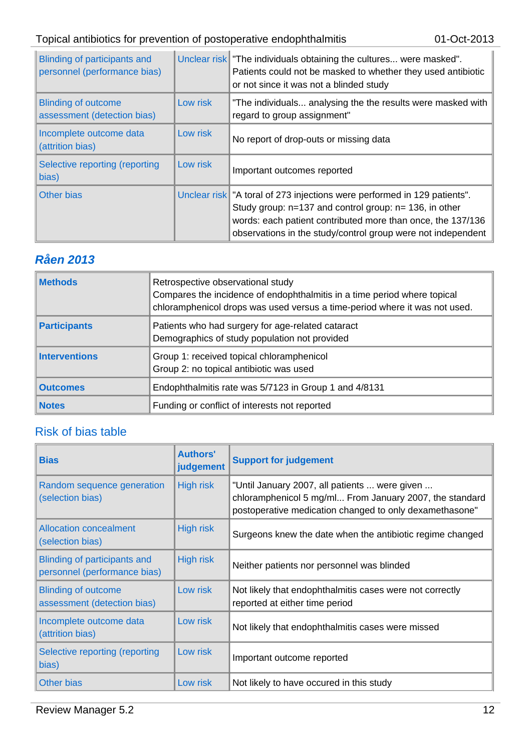| | | |
|---|---|---|
| Blinding of participants and personnel (performance bias) | Unclear risk | "The individuals obtaining the cultures... were masked". Patients could not be masked to whether they used antibiotic or not since it was not a blinded study |
| Blinding of outcome assessment (detection bias) | Low risk | "The individuals... analysing the the results were masked with regard to group assignment" |
| Incomplete outcome data (attrition bias) | Low risk | No report of drop-outs or missing data |
| Selective reporting (reporting bias) | Low risk | Important outcomes reported |
| Other bias | Unclear risk | "A toral of 273 injections were performed in 129 patients". Study group: n=137 and control group: n= 136, in other words: each patient contributed more than once, the 137/136 observations in the study/control group were not independent |

### *Råen 2013*

| | |
|---|---|
| **Methods** | Retrospective observational study<br>Compares the incidence of endophthalmitis in a time period where topical chloramphenicol drops was used versus a time-period where it was not used. |
| **Participants** | Patients who had surgery for age-related cataract<br>Demographics of study population not provided |
| **Interventions** | Group 1: received topical chloramphenicol<br>Group 2: no topical antibiotic was used |
| **Outcomes** | Endophthalmitis rate was 5/7123 in Group 1 and 4/8131 |
| **Notes** | Funding or conflict of interests not reported |

Risk of bias table

| Bias | Authors' judgement | Support for judgement |
|---|---|---|
| Random sequence generation (selection bias) | High risk | "Until January 2007, all patients ... were given ... chloramphenicol 5 mg/ml... From January 2007, the standard postoperative medication changed to only dexamethasone" |
| Allocation concealment (selection bias) | High risk | Surgeons knew the date when the antibiotic regime changed |
| Blinding of participants and personnel (performance bias) | High risk | Neither patients nor personnel was blinded |
| Blinding of outcome assessment (detection bias) | Low risk | Not likely that endophthalmitis cases were not correctly reported at either time period |
| Incomplete outcome data (attrition bias) | Low risk | Not likely that endophthalmitis cases were missed |
| Selective reporting (reporting bias) | Low risk | Important outcome reported |
| Other bias | Low risk | Not likely to have occured in this study |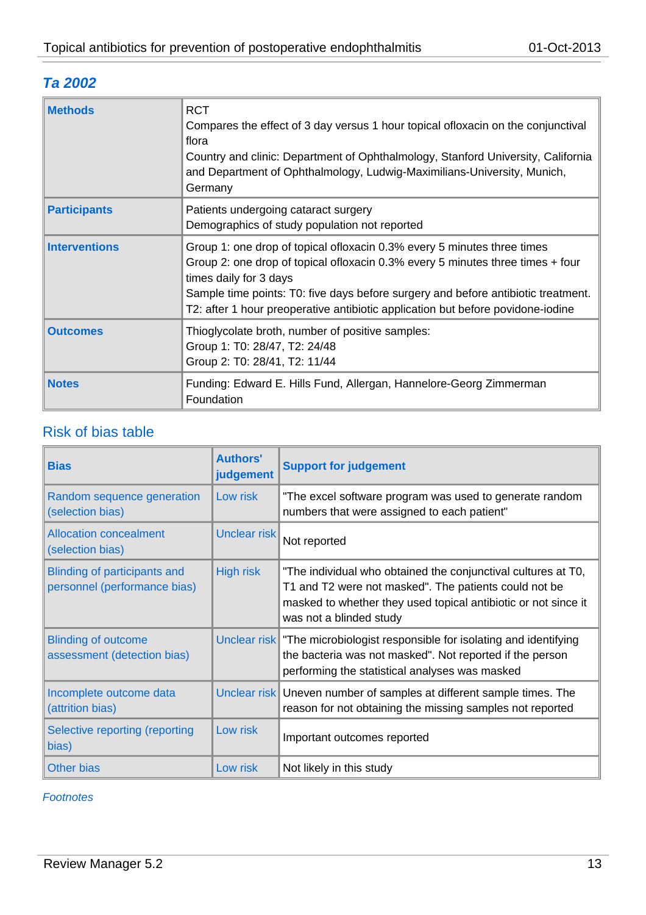## Ta 2002

| | |
|---|---|
| **Methods** | RCT<br>Compares the effect of 3 day versus 1 hour topical ofloxacin on the conjunctival flora<br>Country and clinic: Department of Ophthalmology, Stanford University, California and Department of Ophthalmology, Ludwig-Maximilians-University, Munich, Germany |
| **Participants** | Patients undergoing cataract surgery<br>Demographics of study population not reported |
| **Interventions** | Group 1: one drop of topical ofloxacin 0.3% every 5 minutes three times<br>Group 2: one drop of topical ofloxacin 0.3% every 5 minutes three times + four times daily for 3 days<br>Sample time points: T0: five days before surgery and before antibiotic treatment. T2: after 1 hour preoperative antibiotic application but before povidone-iodine |
| **Outcomes** | Thioglycolate broth, number of positive samples:<br>Group 1: T0: 28/47, T2: 24/48<br>Group 2: T0: 28/41, T2: 11/44 |
| **Notes** | Funding: Edward E. Hills Fund, Allergan, Hannelore-Georg Zimmerman Foundation |

### Risk of bias table

| Bias | Authors' judgement | Support for judgement |
|---|---|---|
| Random sequence generation (selection bias) | Low risk | "The excel software program was used to generate random numbers that were assigned to each patient" |
| Allocation concealment (selection bias) | Unclear risk | Not reported |
| Blinding of participants and personnel (performance bias) | High risk | "The individual who obtained the conjunctival cultures at T0, T1 and T2 were not masked". The patients could not be masked to whether they used topical antibiotic or not since it was not a blinded study |
| Blinding of outcome assessment (detection bias) | Unclear risk | "The microbiologist responsible for isolating and identifying the bacteria was not masked". Not reported if the person performing the statistical analyses was masked |
| Incomplete outcome data (attrition bias) | Unclear risk | Uneven number of samples at different sample times. The reason for not obtaining the missing samples not reported |
| Selective reporting (reporting bias) | Low risk | Important outcomes reported |
| Other bias | Low risk | Not likely in this study |

*Footnotes*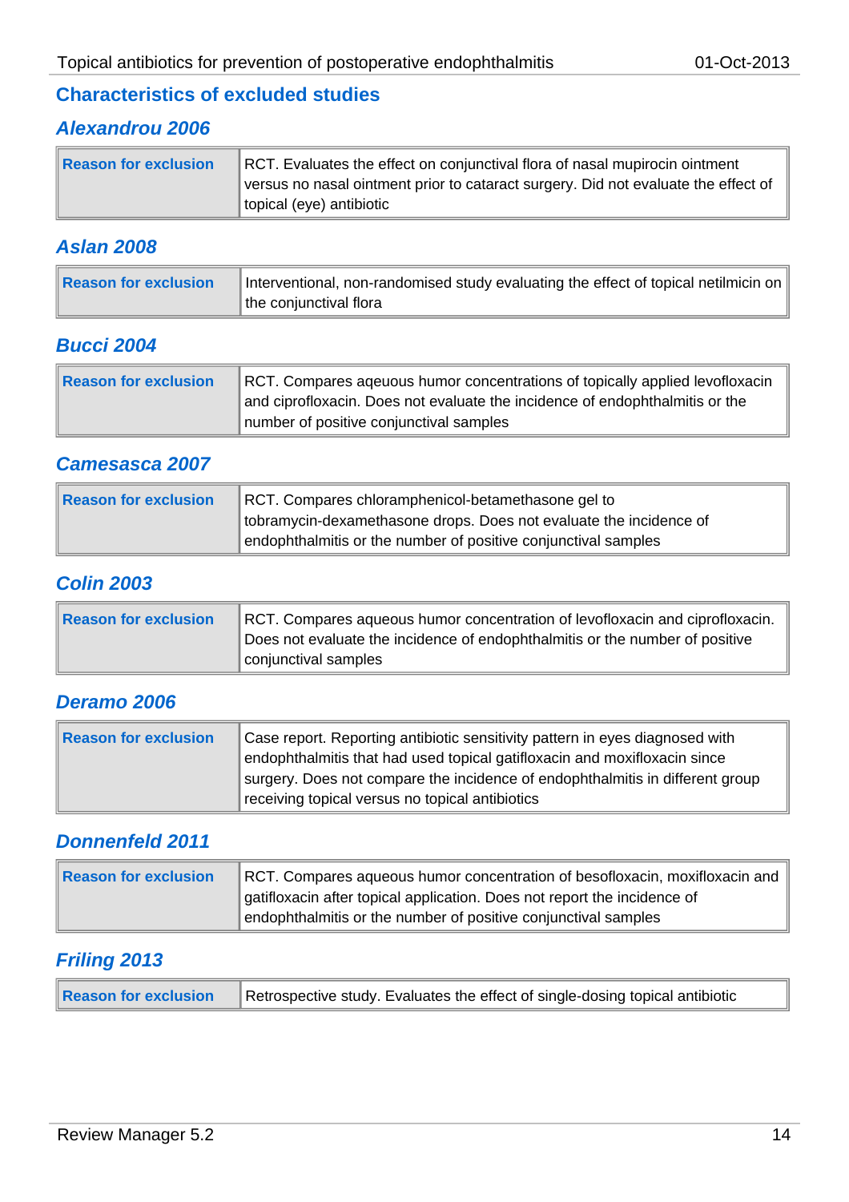## Characteristics of excluded studies

### Alexandrou 2006

| | |
|---|---|
| **Reason for exclusion** | RCT. Evaluates the effect on conjunctival flora of nasal mupirocin ointment versus no nasal ointment prior to cataract surgery. Did not evaluate the effect of topical (eye) antibiotic |

### Aslan 2008

| | |
|---|---|
| **Reason for exclusion** | Interventional, non-randomised study evaluating the effect of topical netilmicin on the conjunctival flora |

### Bucci 2004

| | |
|---|---|
| **Reason for exclusion** | RCT. Compares aqeuous humor concentrations of topically applied levofloxacin and ciprofloxacin. Does not evaluate the incidence of endophthalmitis or the number of positive conjunctival samples |

### Camesasca 2007

| | |
|---|---|
| **Reason for exclusion** | RCT. Compares chloramphenicol-betamethasone gel to tobramycin-dexamethasone drops. Does not evaluate the incidence of endophthalmitis or the number of positive conjunctival samples |

### Colin 2003

| | |
|---|---|
| **Reason for exclusion** | RCT. Compares aqueous humor concentration of levofloxacin and ciprofloxacin. Does not evaluate the incidence of endophthalmitis or the number of positive conjunctival samples |

### Deramo 2006

| | |
|---|---|
| **Reason for exclusion** | Case report. Reporting antibiotic sensitivity pattern in eyes diagnosed with endophthalmitis that had used topical gatifloxacin and moxifloxacin since surgery. Does not compare the incidence of endophthalmitis in different group receiving topical versus no topical antibiotics |

### Donnenfeld 2011

| | |
|---|---|
| **Reason for exclusion** | RCT. Compares aqueous humor concentration of besofloxacin, moxifloxacin and gatifloxacin after topical application. Does not report the incidence of endophthalmitis or the number of positive conjunctival samples |

### Friling 2013

| | |
|---|---|
| **Reason for exclusion** | Retrospective study. Evaluates the effect of single-dosing topical antibiotic |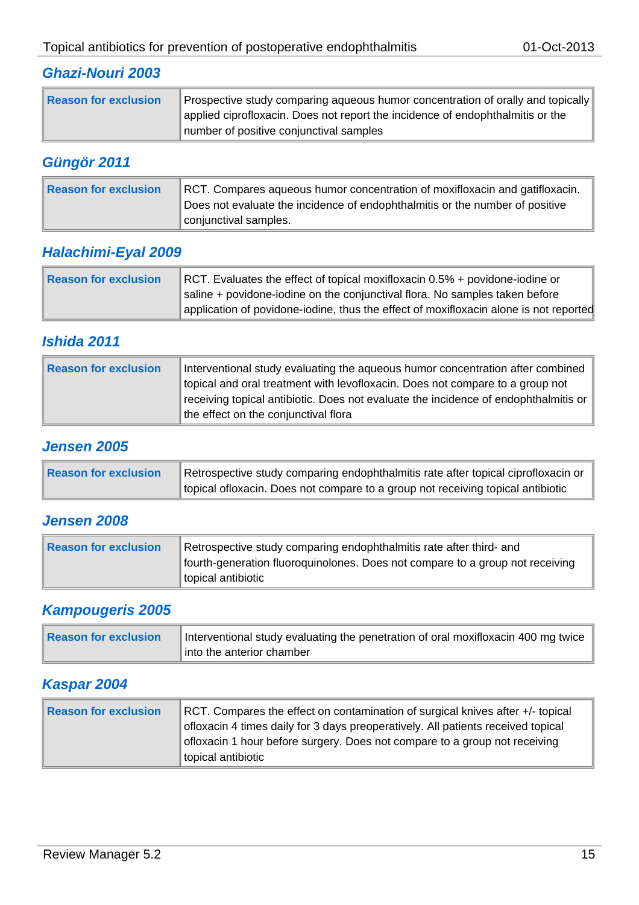### Ghazi-Nouri 2003

| Reason for exclusion | Prospective study comparing aqueous humor concentration of orally and topically applied ciprofloxacin. Does not report the incidence of endophthalmitis or the number of positive conjunctival samples |
|---|---|

### Güngör 2011

| Reason for exclusion | RCT. Compares aqueous humor concentration of moxifloxacin and gatifloxacin. Does not evaluate the incidence of endophthalmitis or the number of positive conjunctival samples. |
|---|---|

### Halachimi-Eyal 2009

| Reason for exclusion | RCT. Evaluates the effect of topical moxifloxacin 0.5% + povidone-iodine or saline + povidone-iodine on the conjunctival flora. No samples taken before application of povidone-iodine, thus the effect of moxifloxacin alone is not reported |
|---|---|

### Ishida 2011

| Reason for exclusion | Interventional study evaluating the aqueous humor concentration after combined topical and oral treatment with levofloxacin. Does not compare to a group not receiving topical antibiotic. Does not evaluate the incidence of endophthalmitis or the effect on the conjunctival flora |
|---|---|

### Jensen 2005

| Reason for exclusion | Retrospective study comparing endophthalmitis rate after topical ciprofloxacin or topical ofloxacin. Does not compare to a group not receiving topical antibiotic |
|---|---|

### Jensen 2008

| Reason for exclusion | Retrospective study comparing endophthalmitis rate after third- and fourth-generation fluoroquinolones. Does not compare to a group not receiving topical antibiotic |
|---|---|

### Kampougeris 2005

| Reason for exclusion | Interventional study evaluating the penetration of oral moxifloxacin 400 mg twice into the anterior chamber |
|---|---|

### Kaspar 2004

| Reason for exclusion | RCT. Compares the effect on contamination of surgical knives after +/- topical ofloxacin 4 times daily for 3 days preoperatively. All patients received topical ofloxacin 1 hour before surgery. Does not compare to a group not receiving topical antibiotic |
|---|---|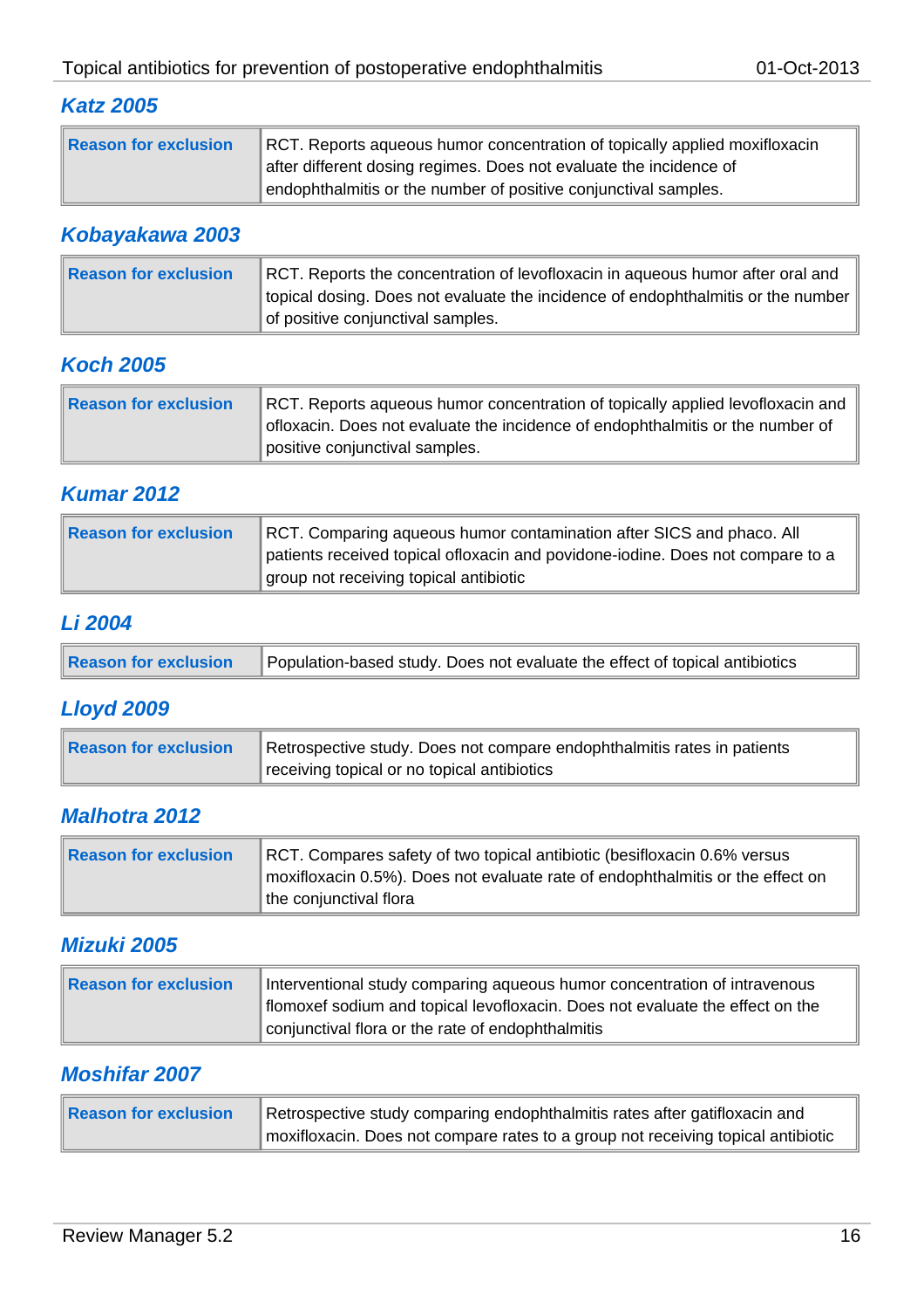### Katz 2005

| Reason for exclusion | RCT. Reports aqueous humor concentration of topically applied moxifloxacin after different dosing regimes. Does not evaluate the incidence of endophthalmitis or the number of positive conjunctival samples. |
|---|---|

### Kobayakawa 2003

| Reason for exclusion | RCT. Reports the concentration of levofloxacin in aqueous humor after oral and topical dosing. Does not evaluate the incidence of endophthalmitis or the number of positive conjunctival samples. |
|---|---|

### Koch 2005

| Reason for exclusion | RCT. Reports aqueous humor concentration of topically applied levofloxacin and ofloxacin. Does not evaluate the incidence of endophthalmitis or the number of positive conjunctival samples. |
|---|---|

### Kumar 2012

| Reason for exclusion | RCT. Comparing aqueous humor contamination after SICS and phaco. All patients received topical ofloxacin and povidone-iodine. Does not compare to a group not receiving topical antibiotic |
|---|---|

### Li 2004

| Reason for exclusion | Population-based study. Does not evaluate the effect of topical antibiotics |
|---|---|

### Lloyd 2009

| Reason for exclusion | Retrospective study. Does not compare endophthalmitis rates in patients receiving topical or no topical antibiotics |
|---|---|

### Malhotra 2012

| Reason for exclusion | RCT. Compares safety of two topical antibiotic (besifloxacin 0.6% versus moxifloxacin 0.5%). Does not evaluate rate of endophthalmitis or the effect on the conjunctival flora |
|---|---|

### Mizuki 2005

| Reason for exclusion | Interventional study comparing aqueous humor concentration of intravenous flomoxef sodium and topical levofloxacin. Does not evaluate the effect on the conjunctival flora or the rate of endophthalmitis |
|---|---|

### Moshifar 2007

| Reason for exclusion | Retrospective study comparing endophthalmitis rates after gatifloxacin and moxifloxacin. Does not compare rates to a group not receiving topical antibiotic |
|---|---|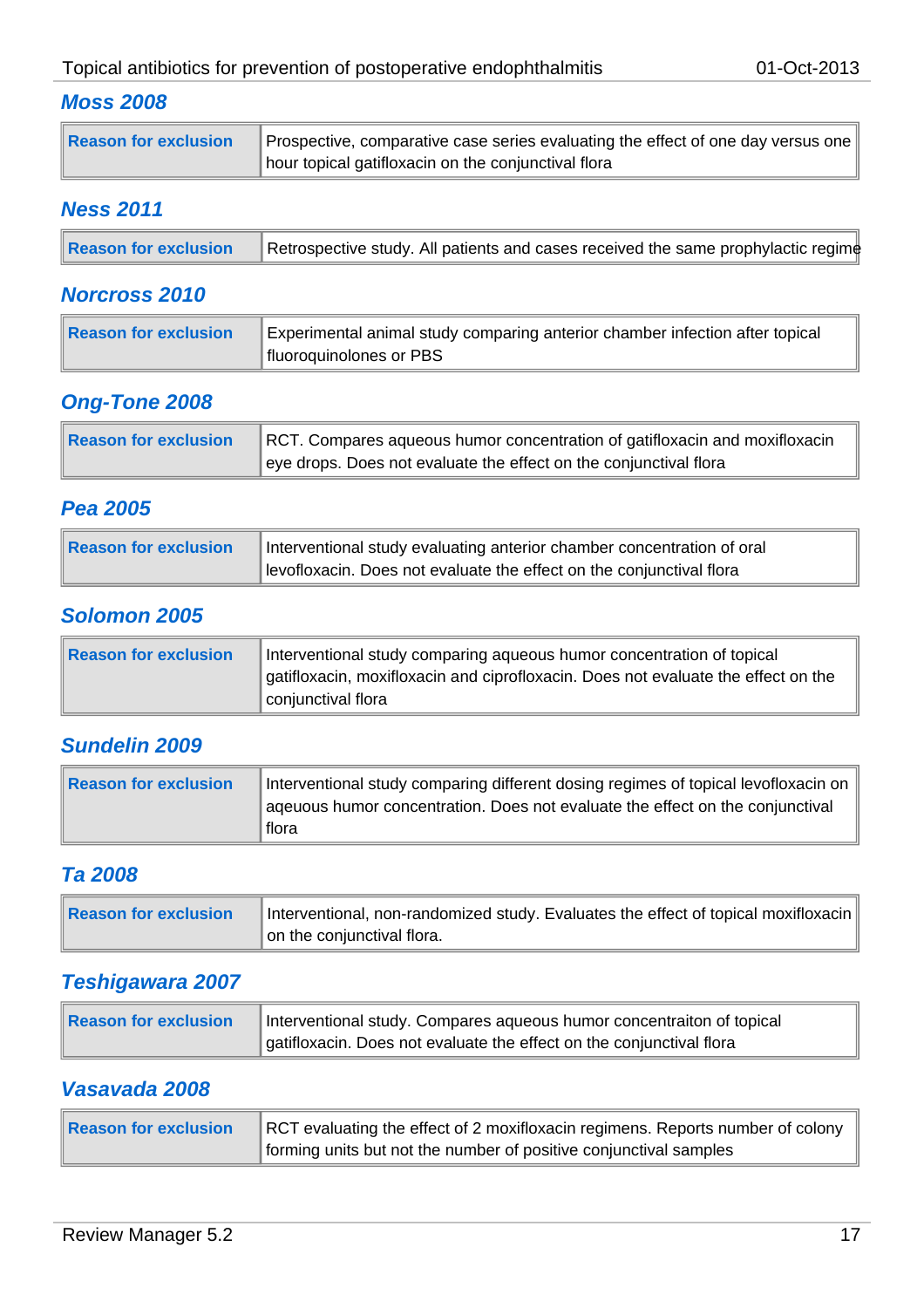### *Moss 2008*

| Reason for exclusion | Prospective, comparative case series evaluating the effect of one day versus one hour topical gatifloxacin on the conjunctival flora |
|---|---|

### *Ness 2011*

| Reason for exclusion | Retrospective study. All patients and cases received the same prophylactic regime |
|---|---|

### *Norcross 2010*

| Reason for exclusion | Experimental animal study comparing anterior chamber infection after topical fluoroquinolones or PBS |
|---|---|

### *Ong-Tone 2008*

| Reason for exclusion | RCT. Compares aqueous humor concentration of gatifloxacin and moxifloxacin eye drops. Does not evaluate the effect on the conjunctival flora |
|---|---|

### *Pea 2005*

| Reason for exclusion | Interventional study evaluating anterior chamber concentration of oral levofloxacin. Does not evaluate the effect on the conjunctival flora |
|---|---|

### *Solomon 2005*

| Reason for exclusion | Interventional study comparing aqueous humor concentration of topical gatifloxacin, moxifloxacin and ciprofloxacin. Does not evaluate the effect on the conjunctival flora |
|---|---|

### *Sundelin 2009*

| Reason for exclusion | Interventional study comparing different dosing regimes of topical levofloxacin on aqeuous humor concentration. Does not evaluate the effect on the conjunctival flora |
|---|---|

### *Ta 2008*

| Reason for exclusion | Interventional, non-randomized study. Evaluates the effect of topical moxifloxacin on the conjunctival flora. |
|---|---|

### *Teshigawara 2007*

| Reason for exclusion | Interventional study. Compares aqueous humor concentraiton of topical gatifloxacin. Does not evaluate the effect on the conjunctival flora |
|---|---|

### *Vasavada 2008*

| Reason for exclusion | RCT evaluating the effect of 2 moxifloxacin regimens. Reports number of colony forming units but not the number of positive conjunctival samples |
|---|---|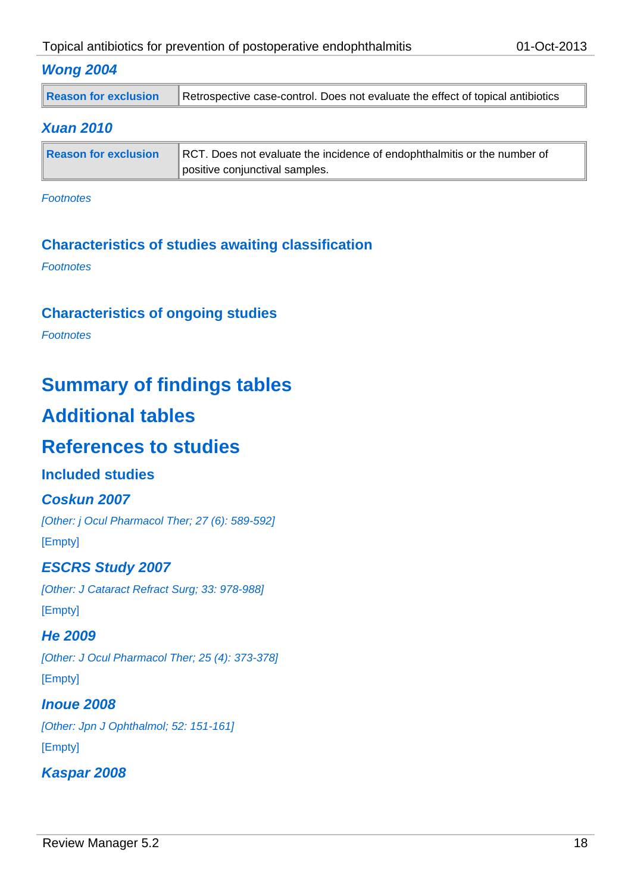### *Wong 2004*

| Reason for exclusion | Retrospective case-control. Does not evaluate the effect of topical antibiotics |
|---|---|

### *Xuan 2010*

| Reason for exclusion | RCT. Does not evaluate the incidence of endophthalmitis or the number of positive conjunctival samples. |
|---|---|

*Footnotes*

## Characteristics of studies awaiting classification

*Footnotes*

## Characteristics of ongoing studies

*Footnotes*

# Summary of findings tables

# Additional tables

# References to studies

## Included studies

### *Coskun 2007*

*[Other: j Ocul Pharmacol Ther; 27 (6): 589-592]*

[Empty]

### *ESCRS Study 2007*

*[Other: J Cataract Refract Surg; 33: 978-988]*

[Empty]

### *He 2009*

*[Other: J Ocul Pharmacol Ther; 25 (4): 373-378]*

[Empty]

### *Inoue 2008*

*[Other: Jpn J Ophthalmol; 52: 151-161]*

[Empty]

### *Kaspar 2008*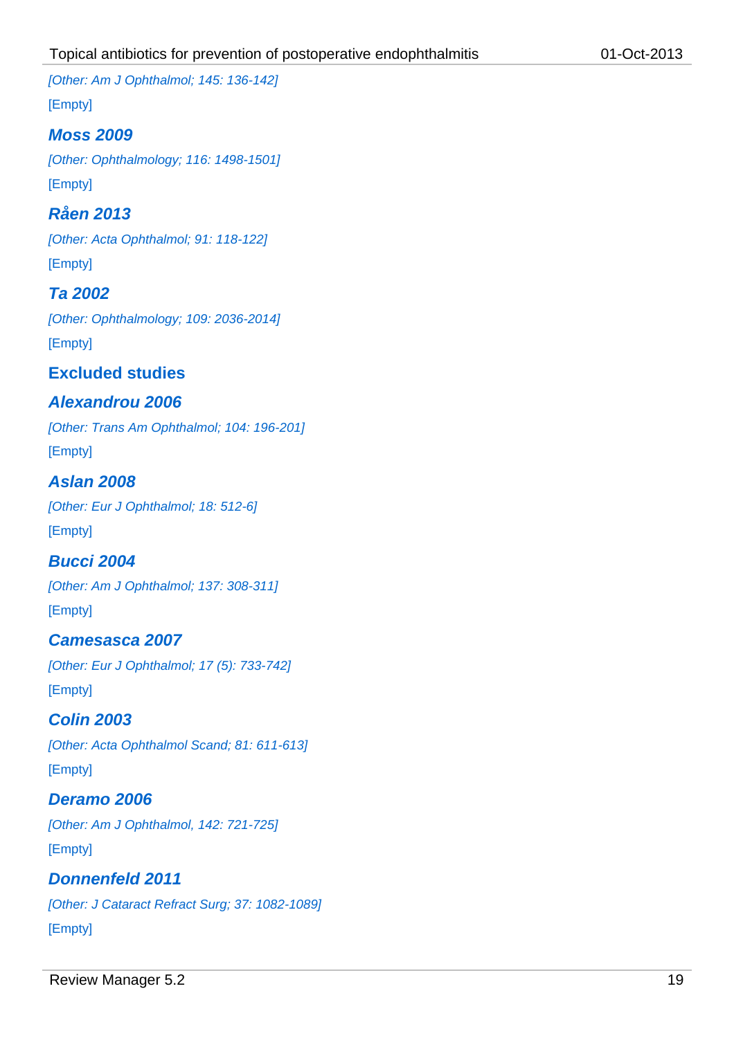*[Other: Am J Ophthalmol; 145: 136-142]*

[Empty]

### *Moss 2009*

*[Other: Ophthalmology; 116: 1498-1501]*

[Empty]

### *Råen 2013*

*[Other: Acta Ophthalmol; 91: 118-122]*

[Empty]

### *Ta 2002*

*[Other: Ophthalmology; 109: 2036-2014]*

[Empty]

## Excluded studies

### *Alexandrou 2006*

*[Other: Trans Am Ophthalmol; 104: 196-201]*

[Empty]

### *Aslan 2008*

*[Other: Eur J Ophthalmol; 18: 512-6]*

[Empty]

### *Bucci 2004*

*[Other: Am J Ophthalmol; 137: 308-311]*

[Empty]

### *Camesasca 2007*

*[Other: Eur J Ophthalmol; 17 (5): 733-742]*

[Empty]

### *Colin 2003*

*[Other: Acta Ophthalmol Scand; 81: 611-613]*

[Empty]

### *Deramo 2006*

*[Other: Am J Ophthalmol, 142: 721-725]*

[Empty]

### *Donnenfeld 2011*

*[Other: J Cataract Refract Surg; 37: 1082-1089]*

[Empty]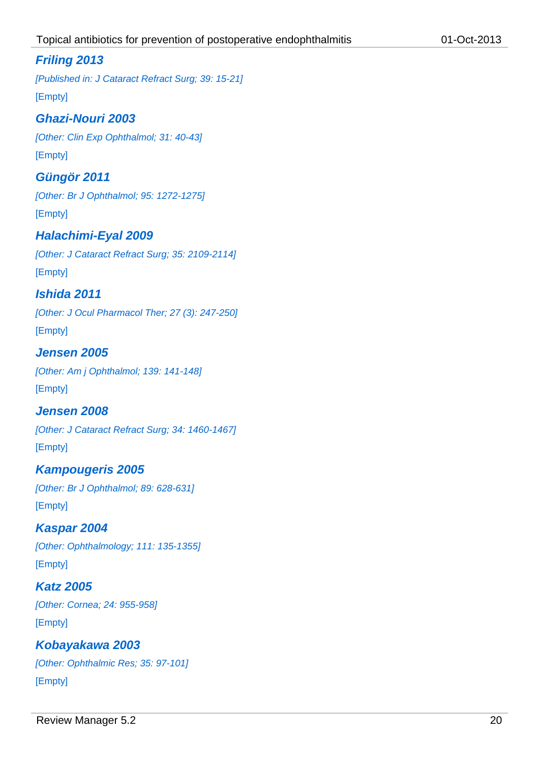### *Friling 2013*

*[Published in: J Cataract Refract Surg; 39: 15-21]*

[Empty]

### *Ghazi-Nouri 2003*

*[Other: Clin Exp Ophthalmol; 31: 40-43]*

[Empty]

### *Güngör 2011*

*[Other: Br J Ophthalmol; 95: 1272-1275]*

[Empty]

### *Halachimi-Eyal 2009*

*[Other: J Cataract Refract Surg; 35: 2109-2114]*

[Empty]

### *Ishida 2011*

*[Other: J Ocul Pharmacol Ther; 27 (3): 247-250]*

[Empty]

### *Jensen 2005*

*[Other: Am j Ophthalmol; 139: 141-148]*

[Empty]

### *Jensen 2008*

*[Other: J Cataract Refract Surg; 34: 1460-1467]*

[Empty]

### *Kampougeris 2005*

*[Other: Br J Ophthalmol; 89: 628-631]*

[Empty]

### *Kaspar 2004*

*[Other: Ophthalmology; 111: 135-1355]*

[Empty]

### *Katz 2005*

*[Other: Cornea; 24: 955-958]*

[Empty]

### *Kobayakawa 2003*

*[Other: Ophthalmic Res; 35: 97-101]*

[Empty]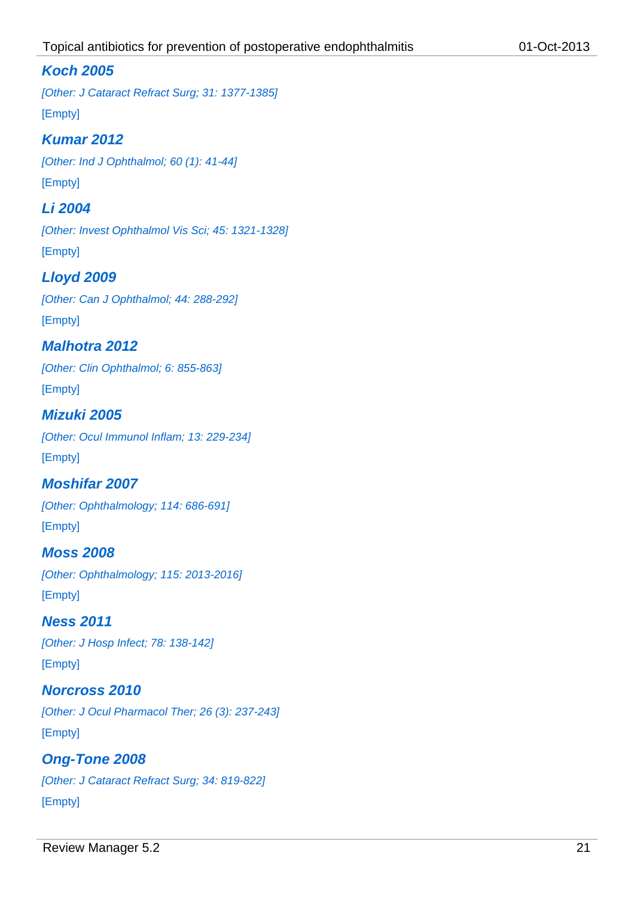### *Koch 2005*

*[Other: J Cataract Refract Surg; 31: 1377-1385]*

[Empty]

### *Kumar 2012*

*[Other: Ind J Ophthalmol; 60 (1): 41-44]*

[Empty]

### *Li 2004*

*[Other: Invest Ophthalmol Vis Sci; 45: 1321-1328]*

[Empty]

### *Lloyd 2009*

*[Other: Can J Ophthalmol; 44: 288-292]*

[Empty]

### *Malhotra 2012*

*[Other: Clin Ophthalmol; 6: 855-863]*

[Empty]

### *Mizuki 2005*

*[Other: Ocul Immunol Inflam; 13: 229-234]*

[Empty]

### *Moshifar 2007*

*[Other: Ophthalmology; 114: 686-691]*

[Empty]

### *Moss 2008*

*[Other: Ophthalmology; 115: 2013-2016]*

[Empty]

### *Ness 2011*

*[Other: J Hosp Infect; 78: 138-142]*

[Empty]

### *Norcross 2010*

*[Other: J Ocul Pharmacol Ther; 26 (3): 237-243]*

[Empty]

### *Ong-Tone 2008*

*[Other: J Cataract Refract Surg; 34: 819-822]*

[Empty]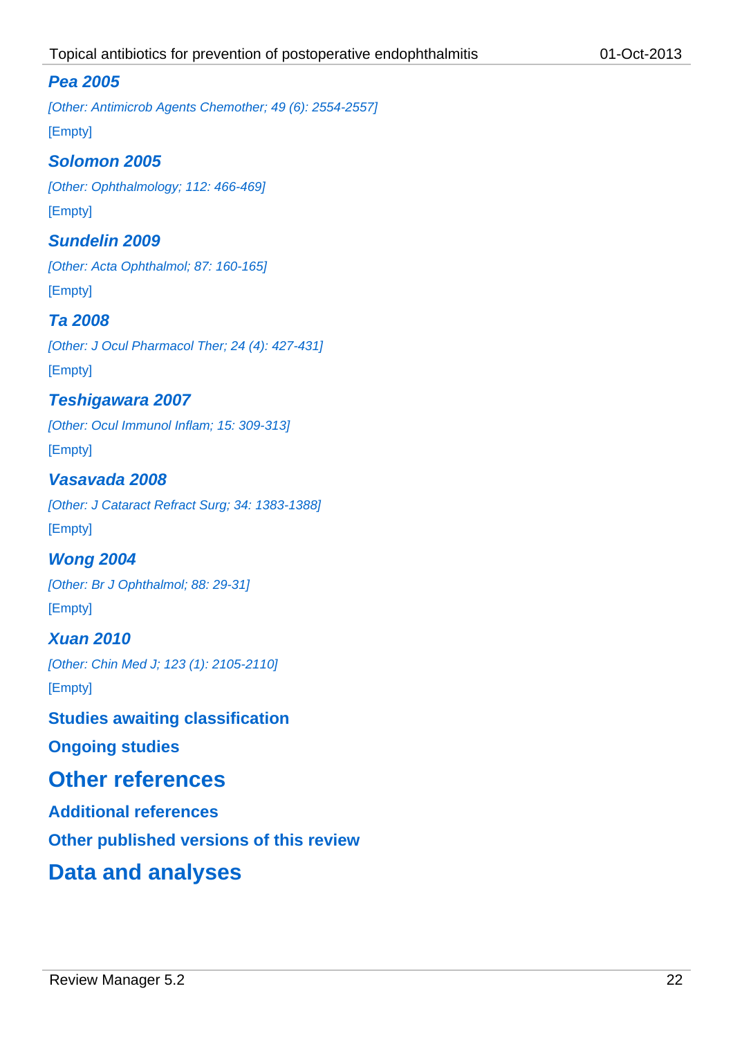### *Pea 2005*

*[Other: Antimicrob Agents Chemother; 49 (6): 2554-2557]*

[Empty]

### *Solomon 2005*

*[Other: Ophthalmology; 112: 466-469]*

[Empty]

### *Sundelin 2009*

*[Other: Acta Ophthalmol; 87: 160-165]*

[Empty]

### *Ta 2008*

*[Other: J Ocul Pharmacol Ther; 24 (4): 427-431]*

[Empty]

### *Teshigawara 2007*

*[Other: Ocul Immunol Inflam; 15: 309-313]*

[Empty]

### *Vasavada 2008*

*[Other: J Cataract Refract Surg; 34: 1383-1388]*

[Empty]

### *Wong 2004*

*[Other: Br J Ophthalmol; 88: 29-31]*

[Empty]

### *Xuan 2010*

*[Other: Chin Med J; 123 (1): 2105-2110]*

[Empty]

## Studies awaiting classification

## Ongoing studies

# Other references

## Additional references

## Other published versions of this review

# Data and analyses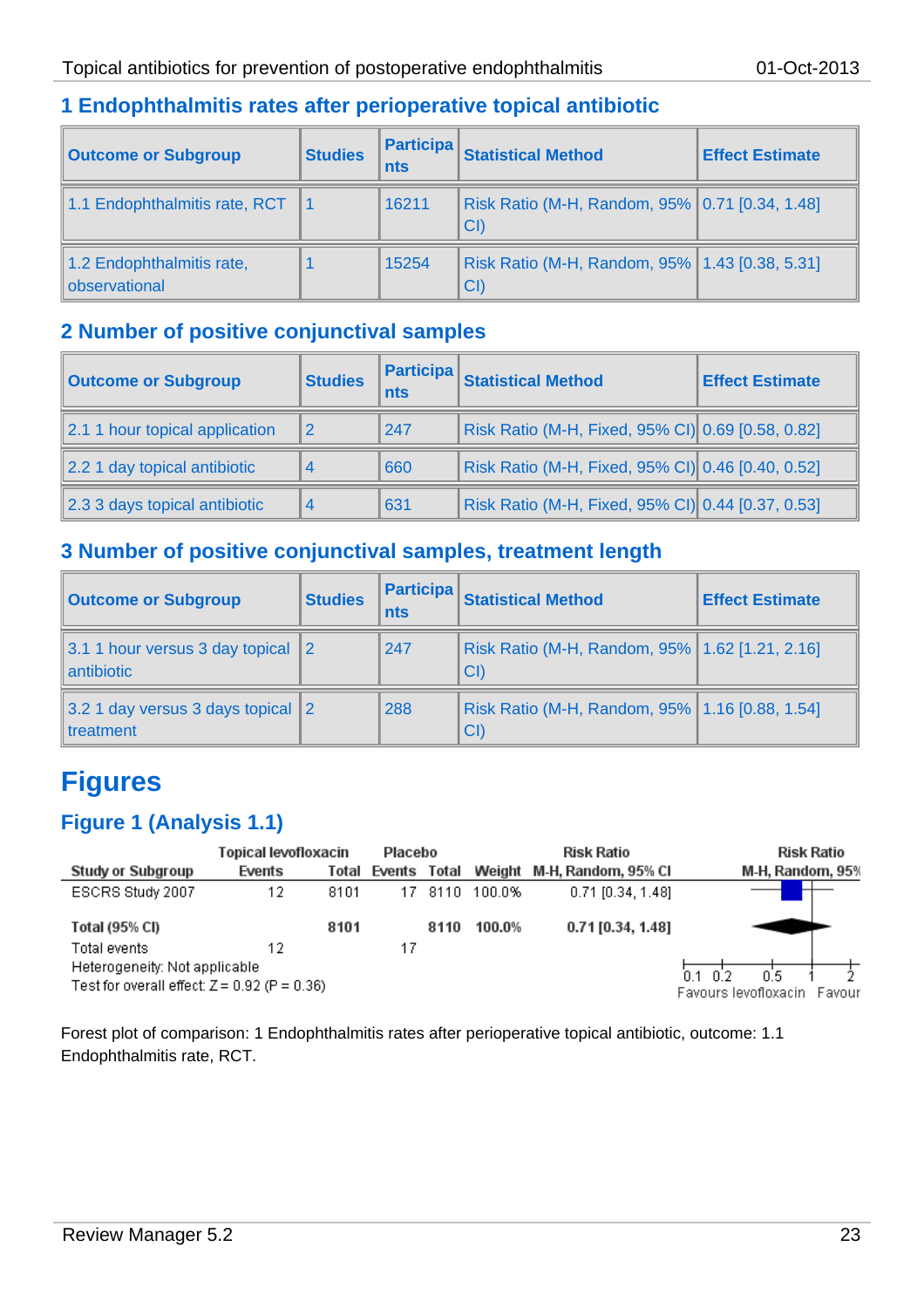## 1 Endophthalmitis rates after perioperative topical antibiotic

| Outcome or Subgroup | Studies | Participants | Statistical Method | Effect Estimate |
|---|---|---|---|---|
| 1.1 Endophthalmitis rate, RCT | 1 | 16211 | Risk Ratio (M-H, Random, 95% CI) | 0.71 [0.34, 1.48] |
| 1.2 Endophthalmitis rate, observational | 1 | 15254 | Risk Ratio (M-H, Random, 95% CI) | 1.43 [0.38, 5.31] |

## 2 Number of positive conjunctival samples

| Outcome or Subgroup | Studies | Participants | Statistical Method | Effect Estimate |
|---|---|---|---|---|
| 2.1 1 hour topical application | 2 | 247 | Risk Ratio (M-H, Fixed, 95% CI) | 0.69 [0.58, 0.82] |
| 2.2 1 day topical antibiotic | 4 | 660 | Risk Ratio (M-H, Fixed, 95% CI) | 0.46 [0.40, 0.52] |
| 2.3 3 days topical antibiotic | 4 | 631 | Risk Ratio (M-H, Fixed, 95% CI) | 0.44 [0.37, 0.53] |

## 3 Number of positive conjunctival samples, treatment length

| Outcome or Subgroup | Studies | Participants | Statistical Method | Effect Estimate |
|---|---|---|---|---|
| 3.1 1 hour versus 3 day topical antibiotic | 2 | 247 | Risk Ratio (M-H, Random, 95% CI) | 1.62 [1.21, 2.16] |
| 3.2 1 day versus 3 days topical treatment | 2 | 288 | Risk Ratio (M-H, Random, 95% CI) | 1.16 [0.88, 1.54] |

# Figures

## Figure 1 (Analysis 1.1)

| Study or Subgroup | Topical levofloxacin Events | Topical levofloxacin Total | Placebo Events | Placebo Total | Weight | Risk Ratio M-H, Random, 95% CI |
|---|---|---|---|---|---|---|
| ESCRS Study 2007 | 12 | 8101 | 17 | 8110 | 100.0% | 0.71 [0.34, 1.48] |
| **Total (95% CI)** | | **8101** | | **8110** | **100.0%** | **0.71 [0.34, 1.48]** |
| Total events | 12 | | 17 | | | |

Heterogeneity: Not applicable

Test for overall effect: Z = 0.92 (P = 0.36)

Risk Ratio M-H, Random, 95% CI — axis: 0.1, 0.2, 0.5, 1, 2; Favours levofloxacin / Favour

Forest plot of comparison: 1 Endophthalmitis rates after perioperative topical antibiotic, outcome: 1.1 Endophthalmitis rate, RCT.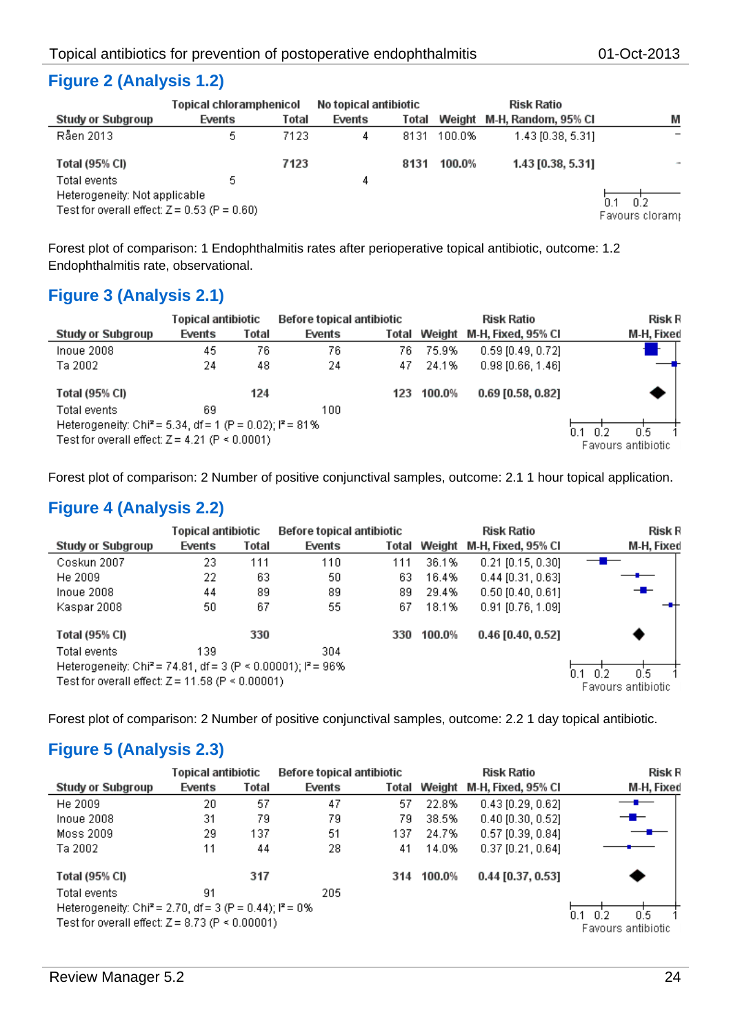## Figure 2 (Analysis 1.2)

| Study or Subgroup | Topical chloramphenicol Events | Topical chloramphenicol Total | No topical antibiotic Events | No topical antibiotic Total | Weight | Risk Ratio M-H, Random, 95% CI |
|---|---|---|---|---|---|---|
| Råen 2013 | 5 | 7123 | 4 | 8131 | 100.0% | 1.43 [0.38, 5.31] |
| **Total (95% CI)** | | **7123** | | **8131** | **100.0%** | **1.43 [0.38, 5.31]** |
| Total events | 5 | | 4 | | | |
| Heterogeneity: Not applicable | | | | | | |
| Test for overall effect: Z = 0.53 (P = 0.60) | | | | | | |

Forest plot of comparison: 1 Endophthalmitis rates after perioperative topical antibiotic, outcome: 1.2 Endophthalmitis rate, observational.

## Figure 3 (Analysis 2.1)

| Study or Subgroup | Topical antibiotic Events | Topical antibiotic Total | Before topical antibiotic Events | Before topical antibiotic Total | Weight | Risk Ratio M-H, Fixed, 95% CI |
|---|---|---|---|---|---|---|
| Inoue 2008 | 45 | 76 | 76 | 76 | 75.9% | 0.59 [0.49, 0.72] |
| Ta 2002 | 24 | 48 | 24 | 47 | 24.1% | 0.98 [0.66, 1.46] |
| **Total (95% CI)** | | **124** | | **123** | **100.0%** | **0.69 [0.58, 0.82]** |
| Total events | 69 | | 100 | | | |
| Heterogeneity: Chi² = 5.34, df = 1 (P = 0.02); I² = 81% | | | | | | |
| Test for overall effect: Z = 4.21 (P < 0.0001) | | | | | | |

Forest plot of comparison: 2 Number of positive conjunctival samples, outcome: 2.1 1 hour topical application.

## Figure 4 (Analysis 2.2)

| Study or Subgroup | Topical antibiotic Events | Topical antibiotic Total | Before topical antibiotic Events | Before topical antibiotic Total | Weight | Risk Ratio M-H, Fixed, 95% CI |
|---|---|---|---|---|---|---|
| Coskun 2007 | 23 | 111 | 110 | 111 | 36.1% | 0.21 [0.15, 0.30] |
| He 2009 | 22 | 63 | 50 | 63 | 16.4% | 0.44 [0.31, 0.63] |
| Inoue 2008 | 44 | 89 | 89 | 89 | 29.4% | 0.50 [0.40, 0.61] |
| Kaspar 2008 | 50 | 67 | 55 | 67 | 18.1% | 0.91 [0.76, 1.09] |
| **Total (95% CI)** | | **330** | | **330** | **100.0%** | **0.46 [0.40, 0.52]** |
| Total events | 139 | | 304 | | | |
| Heterogeneity: Chi² = 74.81, df = 3 (P < 0.00001); I² = 96% | | | | | | |
| Test for overall effect: Z = 11.58 (P < 0.00001) | | | | | | |

Forest plot of comparison: 2 Number of positive conjunctival samples, outcome: 2.2 1 day topical antibiotic.

## Figure 5 (Analysis 2.3)

| Study or Subgroup | Topical antibiotic Events | Topical antibiotic Total | Before topical antibiotic Events | Before topical antibiotic Total | Weight | Risk Ratio M-H, Fixed, 95% CI |
|---|---|---|---|---|---|---|
| He 2009 | 20 | 57 | 47 | 57 | 22.8% | 0.43 [0.29, 0.62] |
| Inoue 2008 | 31 | 79 | 79 | 79 | 38.5% | 0.40 [0.30, 0.52] |
| Moss 2009 | 29 | 137 | 51 | 137 | 24.7% | 0.57 [0.39, 0.84] |
| Ta 2002 | 11 | 44 | 28 | 41 | 14.0% | 0.37 [0.21, 0.64] |
| **Total (95% CI)** | | **317** | | **314** | **100.0%** | **0.44 [0.37, 0.53]** |
| Total events | 91 | | 205 | | | |
| Heterogeneity: Chi² = 2.70, df = 3 (P = 0.44); I² = 0% | | | | | | |
| Test for overall effect: Z = 8.73 (P < 0.00001) | | | | | | |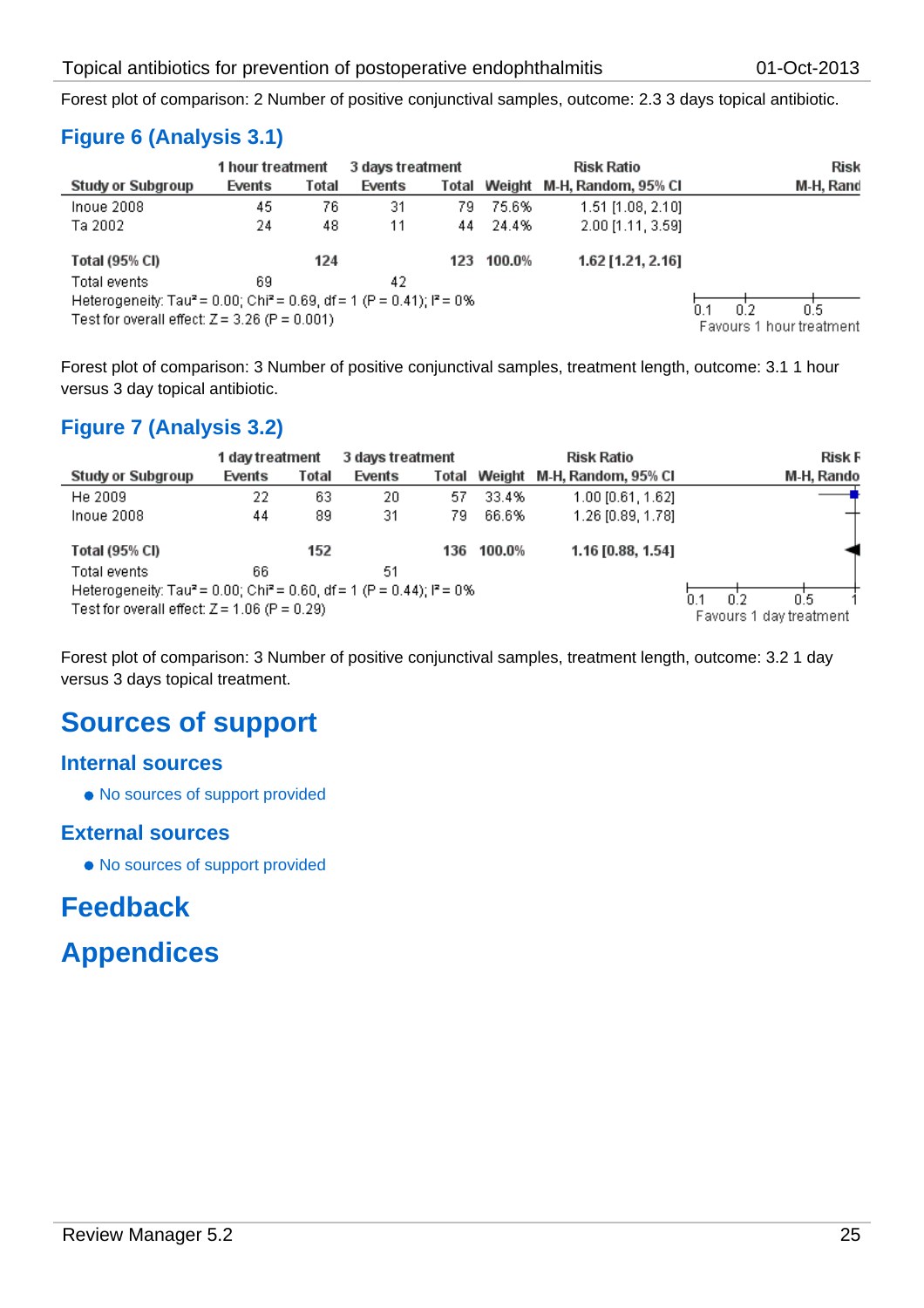Forest plot of comparison: 2 Number of positive conjunctival samples, outcome: 2.3 3 days topical antibiotic.

## Figure 6 (Analysis 3.1)

| Study or Subgroup | 1 hour treatment Events | Total | 3 days treatment Events | Total | Weight | Risk Ratio M-H, Random, 95% CI |
|---|---|---|---|---|---|---|
| Inoue 2008 | 45 | 76 | 31 | 79 | 75.6% | 1.51 [1.08, 2.10] |
| Ta 2002 | 24 | 48 | 11 | 44 | 24.4% | 2.00 [1.11, 3.59] |
| **Total (95% CI)** | | **124** | | **123** | **100.0%** | **1.62 [1.21, 2.16]** |
| Total events | 69 | | 42 | | | |

Heterogeneity: Tau² = 0.00; Chi² = 0.69, df = 1 (P = 0.41); I² = 0%

Test for overall effect: Z = 3.26 (P = 0.001)

Risk
M-H, Rand

0.1 0.2 0.5

Favours 1 hour treatment

Forest plot of comparison: 3 Number of positive conjunctival samples, treatment length, outcome: 3.1 1 hour versus 3 day topical antibiotic.

## Figure 7 (Analysis 3.2)

| Study or Subgroup | 1 day treatment Events | Total | 3 days treatment Events | Total | Weight | Risk Ratio M-H, Random, 95% CI |
|---|---|---|---|---|---|---|
| He 2009 | 22 | 63 | 20 | 57 | 33.4% | 1.00 [0.61, 1.62] |
| Inoue 2008 | 44 | 89 | 31 | 79 | 66.6% | 1.26 [0.89, 1.78] |
| **Total (95% CI)** | | **152** | | **136** | **100.0%** | **1.16 [0.88, 1.54]** |
| Total events | 66 | | 51 | | | |

Heterogeneity: Tau² = 0.00; Chi² = 0.60, df = 1 (P = 0.44); I² = 0%

Test for overall effect: Z = 1.06 (P = 0.29)

Risk R
M-H, Rando

0.1 0.2 0.5 1

Favours 1 day treatment

Forest plot of comparison: 3 Number of positive conjunctival samples, treatment length, outcome: 3.2 1 day versus 3 days topical treatment.

# Sources of support

## Internal sources

- No sources of support provided

## External sources

- No sources of support provided

# Feedback

# Appendices